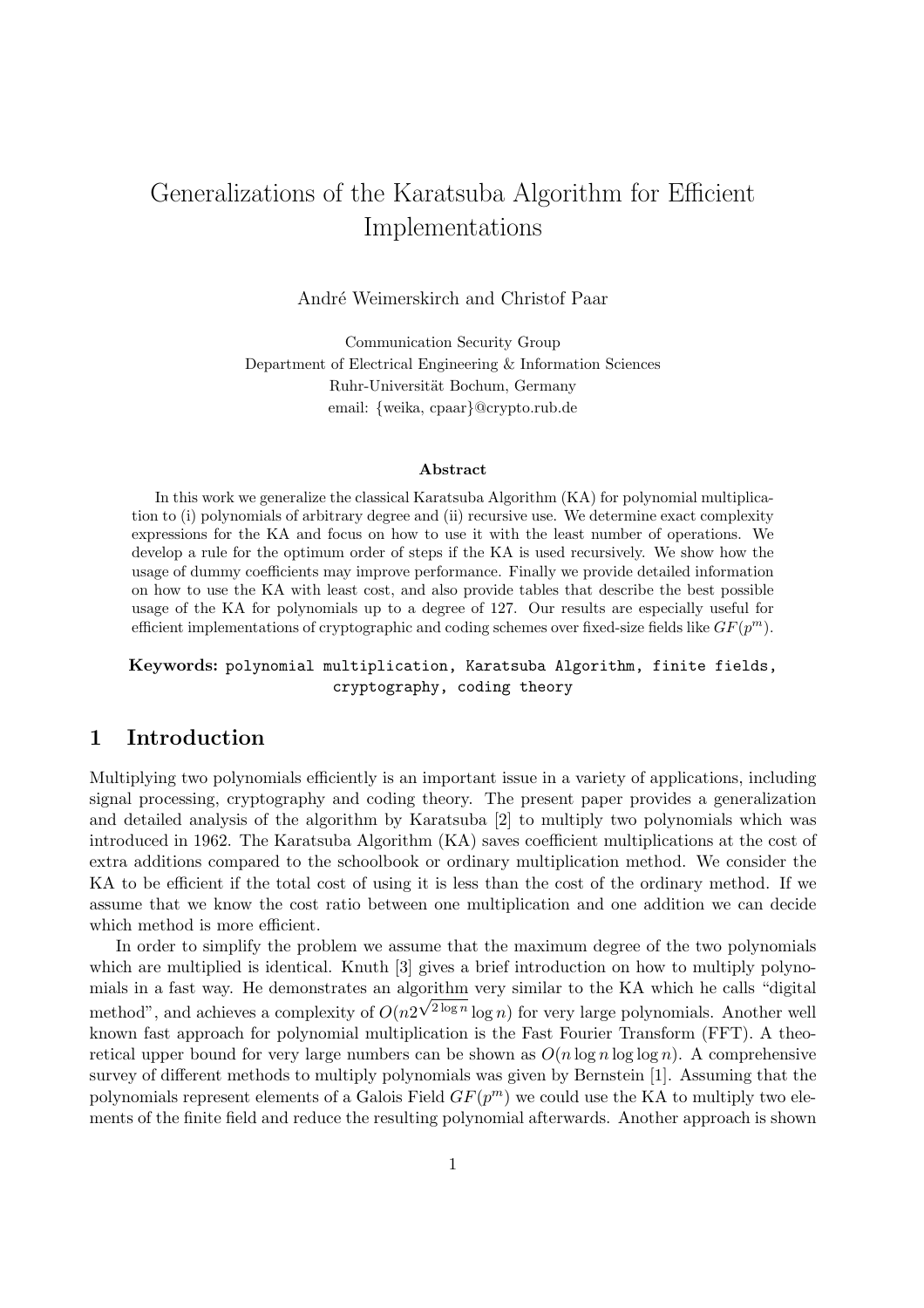# Generalizations of the Karatsuba Algorithm for Efficient Implementations

André Weimerskirch and Christof Paar

Communication Security Group
Department of Electrical Engineering & Information Sciences
Ruhr-Universität Bochum, Germany
email: {weika, cpaar}@crypto.rub.de

### Abstract

In this work we generalize the classical Karatsuba Algorithm (KA) for polynomial multiplication to (i) polynomials of arbitrary degree and (ii) recursive use. We determine exact complexity expressions for the KA and focus on how to use it with the least number of operations. We develop a rule for the optimum order of steps if the KA is used recursively. We show how the usage of dummy coefficients may improve performance. Finally we provide detailed information on how to use the KA with least cost, and also provide tables that describe the best possible usage of the KA for polynomials up to a degree of 127. Our results are especially useful for efficient implementations of cryptographic and coding schemes over fixed-size fields like $GF(p^m)$.

**Keywords:** `polynomial multiplication, Karatsuba Algorithm, finite fields, cryptography, coding theory`

## 1 Introduction

Multiplying two polynomials efficiently is an important issue in a variety of applications, including signal processing, cryptography and coding theory. The present paper provides a generalization and detailed analysis of the algorithm by Karatsuba [2] to multiply two polynomials which was introduced in 1962. The Karatsuba Algorithm (KA) saves coefficient multiplications at the cost of extra additions compared to the schoolbook or ordinary multiplication method. We consider the KA to be efficient if the total cost of using it is less than the cost of the ordinary method. If we assume that we know the cost ratio between one multiplication and one addition we can decide which method is more efficient.

In order to simplify the problem we assume that the maximum degree of the two polynomials which are multiplied is identical. Knuth [3] gives a brief introduction on how to multiply polynomials in a fast way. He demonstrates an algorithm very similar to the KA which he calls "digital method", and achieves a complexity of $O(n2^{\sqrt{2\log n}}\log n)$ for very large polynomials. Another well known fast approach for polynomial multiplication is the Fast Fourier Transform (FFT). A theoretical upper bound for very large numbers can be shown as $O(n\log n\log\log n)$. A comprehensive survey of different methods to multiply polynomials was given by Bernstein [1]. Assuming that the polynomials represent elements of a Galois Field $GF(p^m)$ we could use the KA to multiply two elements of the finite field and reduce the resulting polynomial afterwards. Another approach is shown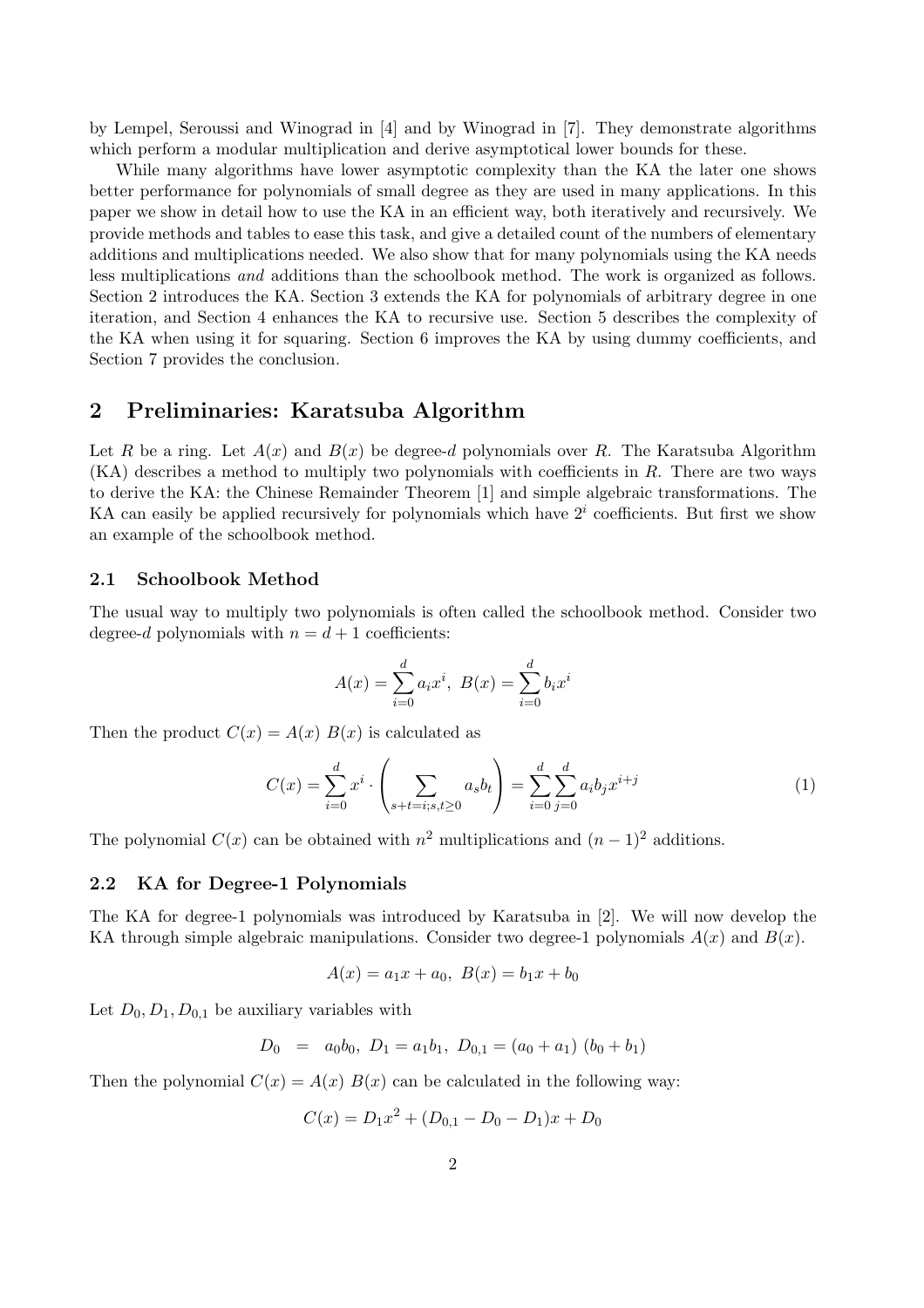by Lempel, Seroussi and Winograd in [4] and by Winograd in [7]. They demonstrate algorithms which perform a modular multiplication and derive asymptotical lower bounds for these.

While many algorithms have lower asymptotic complexity than the KA the later one shows better performance for polynomials of small degree as they are used in many applications. In this paper we show in detail how to use the KA in an efficient way, both iteratively and recursively. We provide methods and tables to ease this task, and give a detailed count of the numbers of elementary additions and multiplications needed. We also show that for many polynomials using the KA needs less multiplications *and* additions than the schoolbook method. The work is organized as follows. Section 2 introduces the KA. Section 3 extends the KA for polynomials of arbitrary degree in one iteration, and Section 4 enhances the KA to recursive use. Section 5 describes the complexity of the KA when using it for squaring. Section 6 improves the KA by using dummy coefficients, and Section 7 provides the conclusion.

## 2 Preliminaries: Karatsuba Algorithm

Let $R$ be a ring. Let $A(x)$ and $B(x)$ be degree-$d$ polynomials over $R$. The Karatsuba Algorithm (KA) describes a method to multiply two polynomials with coefficients in $R$. There are two ways to derive the KA: the Chinese Remainder Theorem [1] and simple algebraic transformations. The KA can easily be applied recursively for polynomials which have $2^i$ coefficients. But first we show an example of the schoolbook method.

### 2.1 Schoolbook Method

The usual way to multiply two polynomials is often called the schoolbook method. Consider two degree-$d$ polynomials with $n = d + 1$ coefficients:

$$A(x) = \sum_{i=0}^{d} a_i x^i, \; B(x) = \sum_{i=0}^{d} b_i x^i$$

Then the product $C(x) = A(x)\, B(x)$ is calculated as

$$C(x) = \sum_{i=0}^{d} x^i \cdot \left( \sum_{s+t=i;s,t\geq 0} a_s b_t \right) = \sum_{i=0}^{d} \sum_{j=0}^{d} a_i b_j x^{i+j} \tag{1}$$

The polynomial $C(x)$ can be obtained with $n^2$ multiplications and $(n-1)^2$ additions.

### 2.2 KA for Degree-1 Polynomials

The KA for degree-1 polynomials was introduced by Karatsuba in [2]. We will now develop the KA through simple algebraic manipulations. Consider two degree-1 polynomials $A(x)$ and $B(x)$.

$$A(x) = a_1 x + a_0, \; B(x) = b_1 x + b_0$$

Let $D_0, D_1, D_{0,1}$ be auxiliary variables with

$$D_0 \;\; = \;\; a_0 b_0, \; D_1 = a_1 b_1, \; D_{0,1} = (a_0 + a_1)\; (b_0 + b_1)$$

Then the polynomial $C(x) = A(x)\; B(x)$ can be calculated in the following way:

$$C(x) = D_1 x^2 + (D_{0,1} - D_0 - D_1)x + D_0$$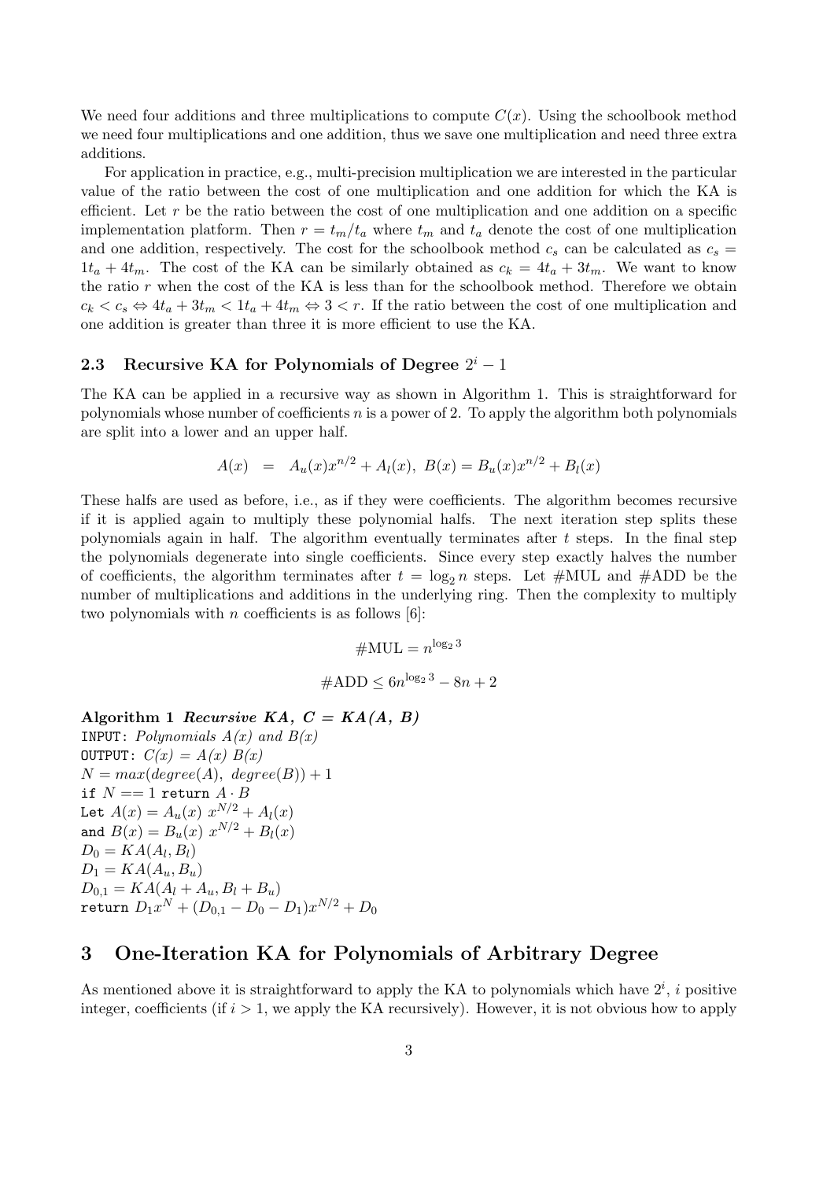We need four additions and three multiplications to compute $C(x)$. Using the schoolbook method we need four multiplications and one addition, thus we save one multiplication and need three extra additions.

For application in practice, e.g., multi-precision multiplication we are interested in the particular value of the ratio between the cost of one multiplication and one addition for which the KA is efficient. Let $r$ be the ratio between the cost of one multiplication and one addition on a specific implementation platform. Then $r = t_m/t_a$ where $t_m$ and $t_a$ denote the cost of one multiplication and one addition, respectively. The cost for the schoolbook method $c_s$ can be calculated as $c_s = 1t_a + 4t_m$. The cost of the KA can be similarly obtained as $c_k = 4t_a + 3t_m$. We want to know the ratio $r$ when the cost of the KA is less than for the schoolbook method. Therefore we obtain $c_k < c_s \Leftrightarrow 4t_a + 3t_m < 1t_a + 4t_m \Leftrightarrow 3 < r$. If the ratio between the cost of one multiplication and one addition is greater than three it is more efficient to use the KA.

### 2.3 Recursive KA for Polynomials of Degree $2^i - 1$

The KA can be applied in a recursive way as shown in Algorithm 1. This is straightforward for polynomials whose number of coefficients $n$ is a power of 2. To apply the algorithm both polynomials are split into a lower and an upper half.

$$A(x) = A_u(x)x^{n/2} + A_l(x), \; B(x) = B_u(x)x^{n/2} + B_l(x)$$

These halfs are used as before, i.e., as if they were coefficients. The algorithm becomes recursive if it is applied again to multiply these polynomial halfs. The next iteration step splits these polynomials again in half. The algorithm eventually terminates after $t$ steps. In the final step the polynomials degenerate into single coefficients. Since every step exactly halves the number of coefficients, the algorithm terminates after $t = \log_2 n$ steps. Let #MUL and #ADD be the number of multiplications and additions in the underlying ring. Then the complexity to multiply two polynomials with $n$ coefficients is as follows [6]:

$$\#\text{MUL} = n^{\log_2 3}$$

$$\#\text{ADD} \leq 6n^{\log_2 3} - 8n + 2$$

**Algorithm 1** ***Recursive KA, C = KA(A, B)***

```
INPUT: Polynomials A(x) and B(x)
OUTPUT: C(x) = A(x) B(x)
N = max(degree(A), degree(B)) + 1
if N == 1 return A · B
Let A(x) = A_u(x) x^{N/2} + A_l(x)
and B(x) = B_u(x) x^{N/2} + B_l(x)
D_0 = KA(A_l, B_l)
D_1 = KA(A_u, B_u)
D_{0,1} = KA(A_l + A_u, B_l + B_u)
return D_1 x^N + (D_{0,1} − D_0 − D_1) x^{N/2} + D_0
```

## 3 One-Iteration KA for Polynomials of Arbitrary Degree

As mentioned above it is straightforward to apply the KA to polynomials which have $2^i$, $i$ positive integer, coefficients (if $i > 1$, we apply the KA recursively). However, it is not obvious how to apply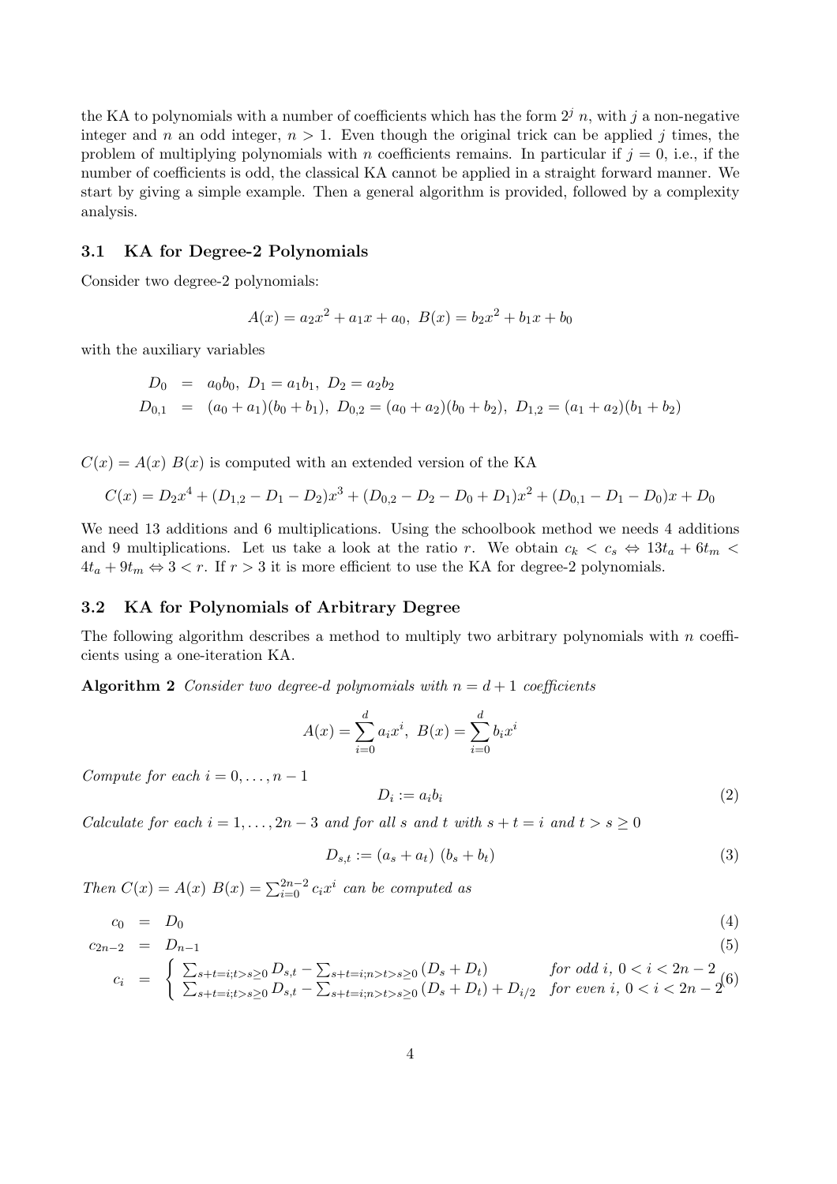the KA to polynomials with a number of coefficients which has the form $2^j\ n$, with $j$ a non-negative integer and $n$ an odd integer, $n > 1$. Even though the original trick can be applied $j$ times, the problem of multiplying polynomials with $n$ coefficients remains. In particular if $j = 0$, i.e., if the number of coefficients is odd, the classical KA cannot be applied in a straight forward manner. We start by giving a simple example. Then a general algorithm is provided, followed by a complexity analysis.

### 3.1 KA for Degree-2 Polynomials

Consider two degree-2 polynomials:

$$A(x) = a_2x^2 + a_1x + a_0,\ B(x) = b_2x^2 + b_1x + b_0$$

with the auxiliary variables

$$\begin{aligned} D_0 &= a_0b_0,\ D_1 = a_1b_1,\ D_2 = a_2b_2 \\ D_{0,1} &= (a_0 + a_1)(b_0 + b_1),\ D_{0,2} = (a_0 + a_2)(b_0 + b_2),\ D_{1,2} = (a_1 + a_2)(b_1 + b_2) \end{aligned}$$

$C(x) = A(x)\ B(x)$ is computed with an extended version of the KA

$$C(x) = D_2x^4 + (D_{1,2} - D_1 - D_2)x^3 + (D_{0,2} - D_2 - D_0 + D_1)x^2 + (D_{0,1} - D_1 - D_0)x + D_0$$

We need 13 additions and 6 multiplications. Using the schoolbook method we needs 4 additions and 9 multiplications. Let us take a look at the ratio $r$. We obtain $c_k < c_s \Leftrightarrow 13t_a + 6t_m < 4t_a + 9t_m \Leftrightarrow 3 < r$. If $r > 3$ it is more efficient to use the KA for degree-2 polynomials.

### 3.2 KA for Polynomials of Arbitrary Degree

The following algorithm describes a method to multiply two arbitrary polynomials with $n$ coefficients using a one-iteration KA.

**Algorithm 2** *Consider two degree-d polynomials with $n = d + 1$ coefficients*

$$A(x) = \sum_{i=0}^{d} a_i x^i,\ B(x) = \sum_{i=0}^{d} b_i x^i$$

*Compute for each $i = 0, \ldots, n-1$*

$$D_i := a_i b_i \tag{2}$$

*Calculate for each $i = 1, \ldots, 2n-3$ and for all $s$ and $t$ with $s + t = i$ and $t > s \geq 0$*

$$D_{s,t} := (a_s + a_t)\ (b_s + b_t) \tag{3}$$

*Then $C(x) = A(x)\ B(x) = \sum_{i=0}^{2n-2} c_i x^i$ can be computed as*

$$c_0 = D_0 \tag{4}$$

$$c_{2n-2} = D_{n-1} \tag{5}$$

$$c_i = \begin{cases} \sum_{s+t=i;t>s\geq 0} D_{s,t} - \sum_{s+t=i;n>t>s\geq 0} (D_s + D_t) & \text{for odd } i,\ 0 < i < 2n-2 \\ \sum_{s+t=i;t>s\geq 0} D_{s,t} - \sum_{s+t=i;n>t>s\geq 0} (D_s + D_t) + D_{i/2} & \text{for even } i,\ 0 < i < 2n-2 \end{cases} \tag{6}$$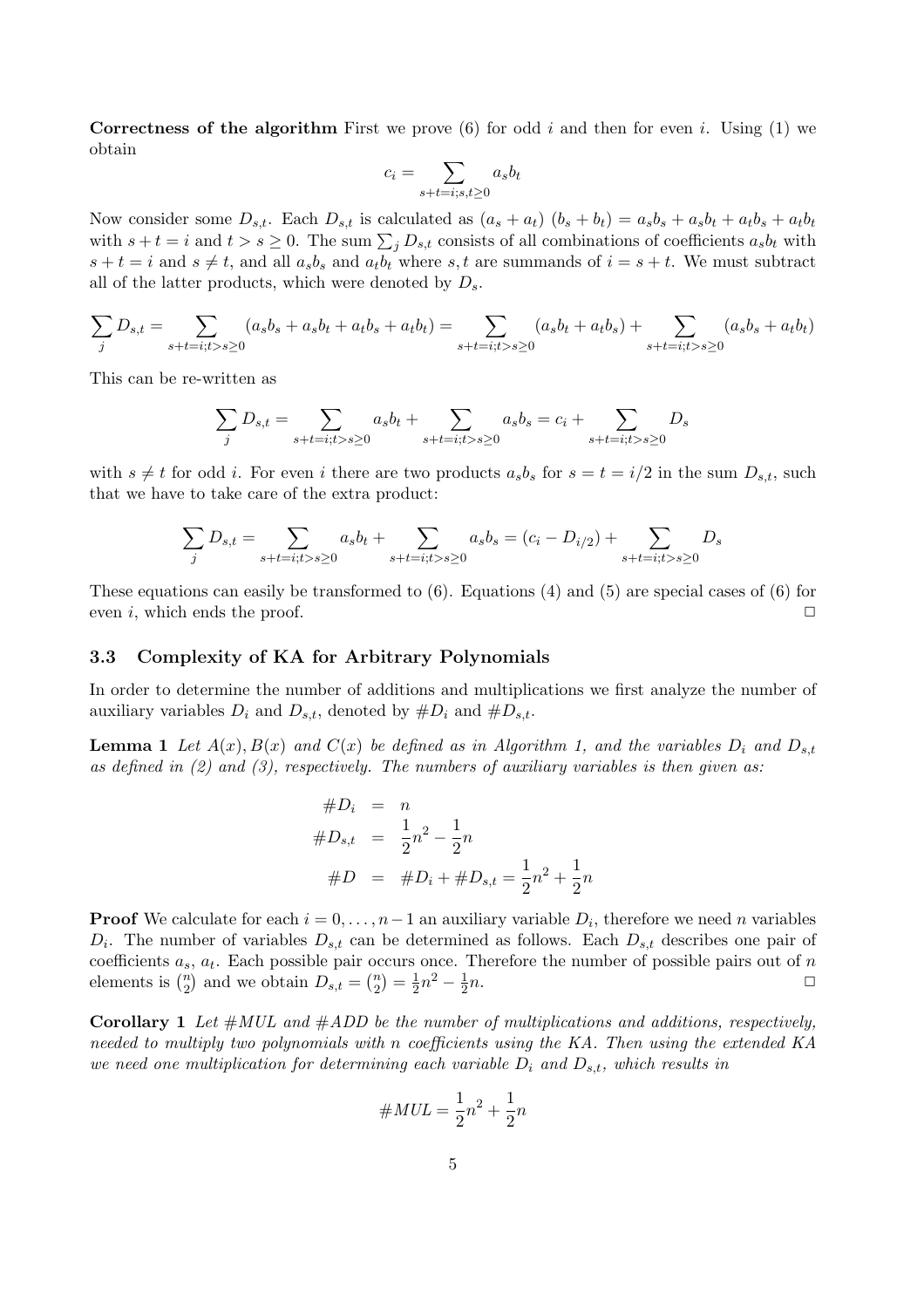**Correctness of the algorithm** First we prove (6) for odd $i$ and then for even $i$. Using (1) we obtain

$$c_i = \sum_{s+t=i; s,t \geq 0} a_s b_t$$

Now consider some $D_{s,t}$. Each $D_{s,t}$ is calculated as $(a_s + a_t)\ (b_s + b_t) = a_s b_s + a_s b_t + a_t b_s + a_t b_t$ with $s + t = i$ and $t > s \geq 0$. The sum $\sum_j D_{s,t}$ consists of all combinations of coefficients $a_s b_t$ with $s + t = i$ and $s \neq t$, and all $a_s b_s$ and $a_t b_t$ where $s, t$ are summands of $i = s + t$. We must subtract all of the latter products, which were denoted by $D_s$.

$$\sum_j D_{s,t} = \sum_{s+t=i; t>s\geq 0} (a_s b_s + a_s b_t + a_t b_s + a_t b_t) = \sum_{s+t=i; t>s\geq 0} (a_s b_t + a_t b_s) + \sum_{s+t=i; t>s\geq 0} (a_s b_s + a_t b_t)$$

This can be re-written as

$$\sum_j D_{s,t} = \sum_{s+t=i; t>s\geq 0} a_s b_t + \sum_{s+t=i; t>s\geq 0} a_s b_s = c_i + \sum_{s+t=i; t>s\geq 0} D_s$$

with $s \neq t$ for odd $i$. For even $i$ there are two products $a_s b_s$ for $s = t = i/2$ in the sum $D_{s,t}$, such that we have to take care of the extra product:

$$\sum_j D_{s,t} = \sum_{s+t=i; t>s\geq 0} a_s b_t + \sum_{s+t=i; t>s\geq 0} a_s b_s = (c_i - D_{i/2}) + \sum_{s+t=i; t>s\geq 0} D_s$$

These equations can easily be transformed to (6). Equations (4) and (5) are special cases of (6) for even $i$, which ends the proof. □

### 3.3 Complexity of KA for Arbitrary Polynomials

In order to determine the number of additions and multiplications we first analyze the number of auxiliary variables $D_i$ and $D_{s,t}$, denoted by $\#D_i$ and $\#D_{s,t}$.

**Lemma 1** *Let $A(x), B(x)$ and $C(x)$ be defined as in Algorithm 1, and the variables $D_i$ and $D_{s,t}$ as defined in (2) and (3), respectively. The numbers of auxiliary variables is then given as:*

$$\begin{aligned}
\#D_i &= n \\
\#D_{s,t} &= \frac{1}{2}n^2 - \frac{1}{2}n \\
\#D &= \#D_i + \#D_{s,t} = \frac{1}{2}n^2 + \frac{1}{2}n
\end{aligned}$$

**Proof** We calculate for each $i = 0, \ldots, n-1$ an auxiliary variable $D_i$, therefore we need $n$ variables $D_i$. The number of variables $D_{s,t}$ can be determined as follows. Each $D_{s,t}$ describes one pair of coefficients $a_s$, $a_t$. Each possible pair occurs once. Therefore the number of possible pairs out of $n$ elements is $\binom{n}{2}$ and we obtain $D_{s,t} = \binom{n}{2} = \frac{1}{2}n^2 - \frac{1}{2}n$. □

**Corollary 1** *Let $\#MUL$ and $\#ADD$ be the number of multiplications and additions, respectively, needed to multiply two polynomials with $n$ coefficients using the KA. Then using the extended KA we need one multiplication for determining each variable $D_i$ and $D_{s,t}$, which results in*

$$\#MUL = \frac{1}{2}n^2 + \frac{1}{2}n$$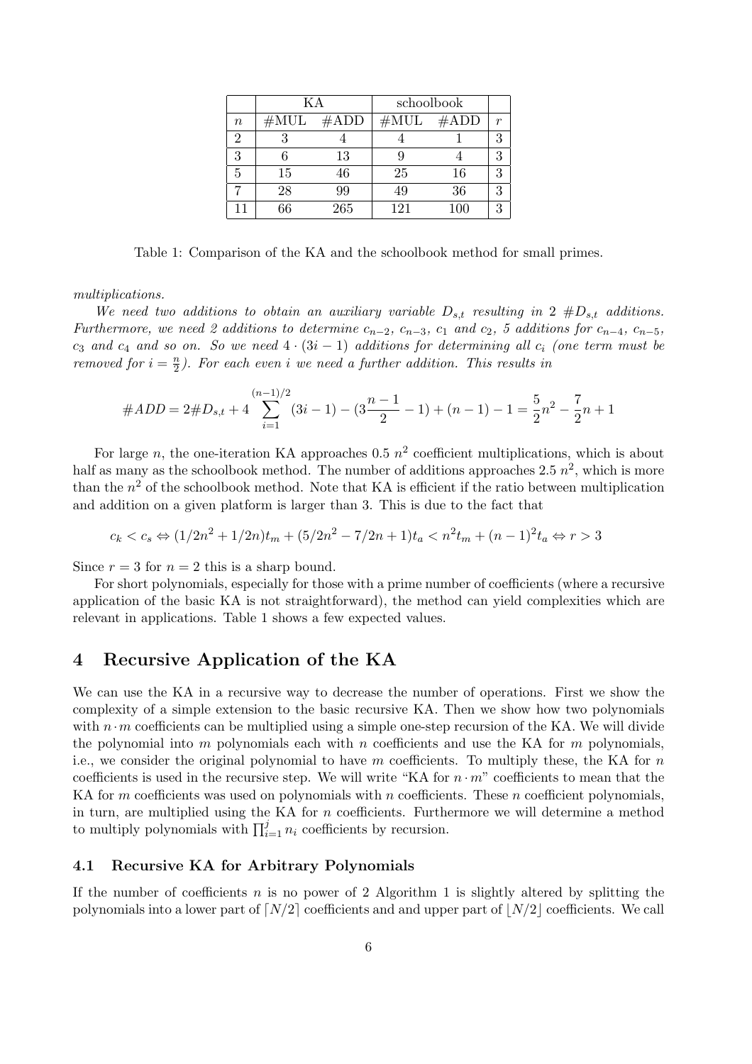|  | KA |  | schoolbook |  |  |
|---|---|---|---|---|---|
| $n$ | #MUL | #ADD | #MUL | #ADD | $r$ |
| 2 | 3 | 4 | 4 | 1 | 3 |
| 3 | 6 | 13 | 9 | 4 | 3 |
| 5 | 15 | 46 | 25 | 16 | 3 |
| 7 | 28 | 99 | 49 | 36 | 3 |
| 11 | 66 | 265 | 121 | 100 | 3 |

Table 1: Comparison of the KA and the schoolbook method for small primes.

*multiplications.*

*We need two additions to obtain an auxiliary variable $D_{s,t}$ resulting in 2 $\#D_{s,t}$ additions. Furthermore, we need 2 additions to determine $c_{n-2}$, $c_{n-3}$, $c_1$ and $c_2$, 5 additions for $c_{n-4}$, $c_{n-5}$, $c_3$ and $c_4$ and so on. So we need $4 \cdot (3i-1)$ additions for determining all $c_i$ (one term must be removed for $i = \frac{n}{2}$). For each even $i$ we need a further addition. This results in*

$$\#ADD = 2\#D_{s,t} + 4\sum_{i=1}^{(n-1)/2}(3i-1) - (3\frac{n-1}{2} - 1) + (n-1) - 1 = \frac{5}{2}n^2 - \frac{7}{2}n + 1$$

For large $n$, the one-iteration KA approaches 0.5 $n^2$ coefficient multiplications, which is about half as many as the schoolbook method. The number of additions approaches 2.5 $n^2$, which is more than the $n^2$ of the schoolbook method. Note that KA is efficient if the ratio between multiplication and addition on a given platform is larger than 3. This is due to the fact that

$$c_k < c_s \Leftrightarrow (1/2n^2 + 1/2n)t_m + (5/2n^2 - 7/2n + 1)t_a < n^2 t_m + (n-1)^2 t_a \Leftrightarrow r > 3$$

Since $r = 3$ for $n = 2$ this is a sharp bound.

For short polynomials, especially for those with a prime number of coefficients (where a recursive application of the basic KA is not straightforward), the method can yield complexities which are relevant in applications. Table 1 shows a few expected values.

# 4 Recursive Application of the KA

We can use the KA in a recursive way to decrease the number of operations. First we show the complexity of a simple extension to the basic recursive KA. Then we show how two polynomials with $n \cdot m$ coefficients can be multiplied using a simple one-step recursion of the KA. We will divide the polynomial into $m$ polynomials each with $n$ coefficients and use the KA for $m$ polynomials, i.e., we consider the original polynomial to have $m$ coefficients. To multiply these, the KA for $n$ coefficients is used in the recursive step. We will write "KA for $n \cdot m$" coefficients to mean that the KA for $m$ coefficients was used on polynomials with $n$ coefficients. These $n$ coefficient polynomials, in turn, are multiplied using the KA for $n$ coefficients. Furthermore we will determine a method to multiply polynomials with $\prod_{i=1}^{j} n_i$ coefficients by recursion.

## 4.1 Recursive KA for Arbitrary Polynomials

If the number of coefficients $n$ is no power of 2 Algorithm 1 is slightly altered by splitting the polynomials into a lower part of $\lceil N/2 \rceil$ coefficients and and upper part of $\lfloor N/2 \rfloor$ coefficients. We call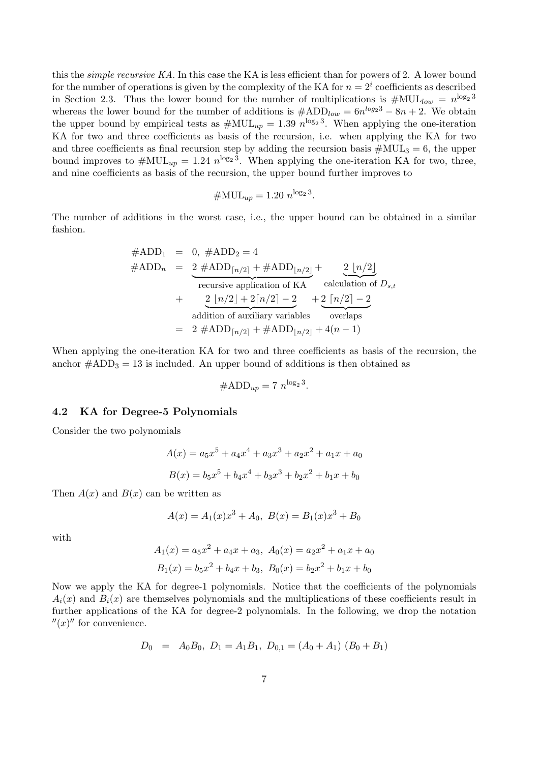this the *simple recursive KA*. In this case the KA is less efficient than for powers of 2. A lower bound for the number of operations is given by the complexity of the KA for $n = 2^i$ coefficients as described in Section 2.3. Thus the lower bound for the number of multiplications is $\#\text{MUL}_{low} = n^{\log_2 3}$ whereas the lower bound for the number of additions is $\#\text{ADD}_{low} = 6n^{log_2 3} - 8n + 2$. We obtain the upper bound by empirical tests as $\#\text{MUL}_{up} = 1.39\ n^{\log_2 3}$. When applying the one-iteration KA for two and three coefficients as basis of the recursion, i.e. when applying the KA for two and three coefficients as final recursion step by adding the recursion basis $\#\text{MUL}_3 = 6$, the upper bound improves to $\#\text{MUL}_{up} = 1.24\ n^{\log_2 3}$. When applying the one-iteration KA for two, three, and nine coefficients as basis of the recursion, the upper bound further improves to

$$\#\text{MUL}_{up} = 1.20\ n^{\log_2 3}.$$

The number of additions in the worst case, i.e., the upper bound can be obtained in a similar fashion.

$$\begin{aligned}
\#\text{ADD}_1 &= 0,\ \#\text{ADD}_2 = 4 \\
\#\text{ADD}_n &= \underbrace{2\ \#\text{ADD}_{\lceil n/2 \rceil} + \#\text{ADD}_{\lfloor n/2 \rfloor}}_{\text{recursive application of KA}} + \underbrace{2\ \lfloor n/2 \rfloor}_{\text{calculation of } D_{s,t}} \\
&+ \underbrace{2\ \lfloor n/2 \rfloor + 2\lceil n/2 \rceil - 2}_{\text{addition of auxiliary variables}} + \underbrace{2\ \lceil n/2 \rceil - 2}_{\text{overlaps}} \\
&= 2\ \#\text{ADD}_{\lceil n/2 \rceil} + \#\text{ADD}_{\lfloor n/2 \rfloor} + 4(n-1)
\end{aligned}$$

When applying the one-iteration KA for two and three coefficients as basis of the recursion, the anchor $\#\text{ADD}_3 = 13$ is included. An upper bound of additions is then obtained as

$$\#\text{ADD}_{up} = 7\ n^{\log_2 3}.$$

### 4.2 KA for Degree-5 Polynomials

Consider the two polynomials

$$A(x) = a_5x^5 + a_4x^4 + a_3x^3 + a_2x^2 + a_1x + a_0$$

$$B(x) = b_5x^5 + b_4x^4 + b_3x^3 + b_2x^2 + b_1x + b_0$$

Then $A(x)$ and $B(x)$ can be written as

$$A(x) = A_1(x)x^3 + A_0,\ B(x) = B_1(x)x^3 + B_0$$

with

$$A_1(x) = a_5x^2 + a_4x + a_3,\ A_0(x) = a_2x^2 + a_1x + a_0$$

$$B_1(x) = b_5x^2 + b_4x + b_3,\ B_0(x) = b_2x^2 + b_1x + b_0$$

Now we apply the KA for degree-1 polynomials. Notice that the coefficients of the polynomials $A_i(x)$ and $B_i(x)$ are themselves polynomials and the multiplications of these coefficients result in further applications of the KA for degree-2 polynomials. In the following, we drop the notation $''(x)''$ for convenience.

$$D_0 = A_0B_0,\ D_1 = A_1B_1,\ D_{0,1} = (A_0 + A_1)\ (B_0 + B_1)$$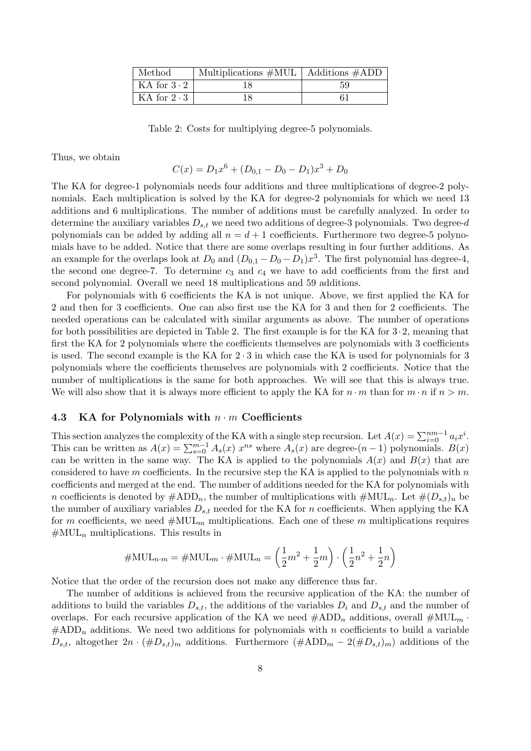| Method | Multiplications #MUL | Additions #ADD |
| --- | --- | --- |
| KA for $3 \cdot 2$ | 18 | 59 |
| KA for $2 \cdot 3$ | 18 | 61 |

Table 2: Costs for multiplying degree-5 polynomials.

Thus, we obtain

$$C(x) = D_1 x^6 + (D_{0,1} - D_0 - D_1)x^3 + D_0$$

The KA for degree-1 polynomials needs four additions and three multiplications of degree-2 polynomials. Each multiplication is solved by the KA for degree-2 polynomials for which we need 13 additions and 6 multiplications. The number of additions must be carefully analyzed. In order to determine the auxiliary variables $D_{s,t}$ we need two additions of degree-3 polynomials. Two degree-$d$ polynomials can be added by adding all $n = d + 1$ coefficients. Furthermore two degree-5 polynomials have to be added. Notice that there are some overlaps resulting in four further additions. As an example for the overlaps look at $D_0$ and $(D_{0,1} - D_0 - D_1)x^3$. The first polynomial has degree-4, the second one degree-7. To determine $c_3$ and $c_4$ we have to add coefficients from the first and second polynomial. Overall we need 18 multiplications and 59 additions.

For polynomials with 6 coefficients the KA is not unique. Above, we first applied the KA for 2 and then for 3 coefficients. One can also first use the KA for 3 and then for 2 coefficients. The needed operations can be calculated with similar arguments as above. The number of operations for both possibilities are depicted in Table 2. The first example is for the KA for $3 \cdot 2$, meaning that first the KA for 2 polynomials where the coefficients themselves are polynomials with 3 coefficients is used. The second example is the KA for $2 \cdot 3$ in which case the KA is used for polynomials for 3 polynomials where the coefficients themselves are polynomials with 2 coefficients. Notice that the number of multiplications is the same for both approaches. We will see that this is always true. We will also show that it is always more efficient to apply the KA for $n \cdot m$ than for $m \cdot n$ if $n > m$.

### 4.3 KA for Polynomials with $n \cdot m$ Coefficients

This section analyzes the complexity of the KA with a single step recursion. Let $A(x) = \sum_{i=0}^{nm-1} a_i x^i$. This can be written as $A(x) = \sum_{s=0}^{m-1} A_s(x)\, x^{ns}$ where $A_s(x)$ are degree-$(n-1)$ polynomials. $B(x)$ can be written in the same way. The KA is applied to the polynomials $A(x)$ and $B(x)$ that are considered to have $m$ coefficients. In the recursive step the KA is applied to the polynomials with $n$ coefficients and merged at the end. The number of additions needed for the KA for polynomials with $n$ coefficients is denoted by $\#\text{ADD}_n$, the number of multiplications with $\#\text{MUL}_n$. Let $\#(D_{s,t})_n$ be the number of auxiliary variables $D_{s,t}$ needed for the KA for $n$ coefficients. When applying the KA for $m$ coefficients, we need $\#\text{MUL}_m$ multiplications. Each one of these $m$ multiplications requires $\#\text{MUL}_n$ multiplications. This results in

$$\#\text{MUL}_{n \cdot m} = \#\text{MUL}_m \cdot \#\text{MUL}_n = \left(\frac{1}{2}m^2 + \frac{1}{2}m\right) \cdot \left(\frac{1}{2}n^2 + \frac{1}{2}n\right)$$

Notice that the order of the recursion does not make any difference thus far.

The number of additions is achieved from the recursive application of the KA: the number of additions to build the variables $D_{s,t}$, the additions of the variables $D_i$ and $D_{s,t}$ and the number of overlaps. For each recursive application of the KA we need $\#\text{ADD}_n$ additions, overall $\#\text{MUL}_m \cdot \#\text{ADD}_n$ additions. We need two additions for polynomials with $n$ coefficients to build a variable $D_{s,t}$, altogether $2n \cdot (\#D_{s,t})_m$ additions. Furthermore $(\#\text{ADD}_m - 2(\#D_{s,t})_m)$ additions of the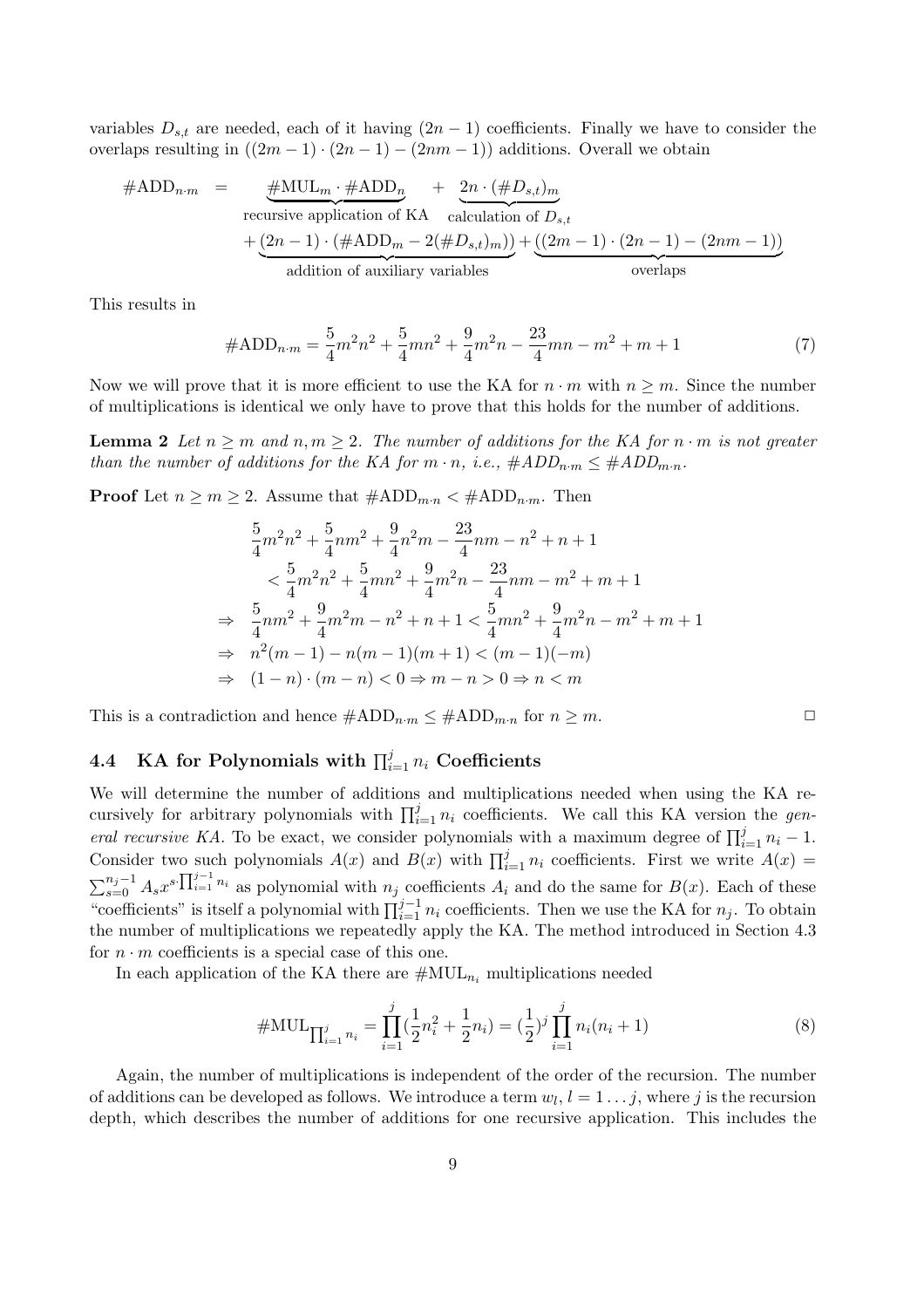variables $D_{s,t}$ are needed, each of it having $(2n-1)$ coefficients. Finally we have to consider the overlaps resulting in $((2m-1)\cdot(2n-1)-(2nm-1))$ additions. Overall we obtain

$$
\begin{aligned}
\#\text{ADD}_{n\cdot m} \quad = \quad & \underbrace{\#\text{MUL}_m \cdot \#\text{ADD}_n}_{\text{recursive application of KA}} \quad + \underbrace{2n \cdot (\#D_{s,t})_m}_{\text{calculation of } D_{s,t}} \\
& + \underbrace{(2n-1)\cdot(\#\text{ADD}_m - 2(\#D_{s,t})_m))}_{\text{addition of auxiliary variables}} + \underbrace{((2m-1)\cdot(2n-1)-(2nm-1))}_{\text{overlaps}}
\end{aligned}
$$

This results in

$$
\#\text{ADD}_{n\cdot m} = \frac{5}{4}m^2n^2 + \frac{5}{4}mn^2 + \frac{9}{4}m^2n - \frac{23}{4}mn - m^2 + m + 1 \tag{7}
$$

Now we will prove that it is more efficient to use the KA for $n\cdot m$ with $n \geq m$. Since the number of multiplications is identical we only have to prove that this holds for the number of additions.

**Lemma 2** *Let $n \geq m$ and $n, m \geq 2$. The number of additions for the KA for $n\cdot m$ is not greater than the number of additions for the KA for $m\cdot n$, i.e., $\#ADD_{n\cdot m} \leq \#ADD_{m\cdot n}$.*

**Proof** Let $n \geq m \geq 2$. Assume that $\#\text{ADD}_{m\cdot n} < \#\text{ADD}_{n\cdot m}$. Then

$$
\begin{aligned}
& \frac{5}{4}m^2n^2 + \frac{5}{4}nm^2 + \frac{9}{4}n^2m - \frac{23}{4}nm - n^2 + n + 1 \\
& \quad < \frac{5}{4}m^2n^2 + \frac{5}{4}mn^2 + \frac{9}{4}m^2n - \frac{23}{4}nm - m^2 + m + 1 \\
\Rightarrow \quad & \frac{5}{4}nm^2 + \frac{9}{4}m^2m - n^2 + n + 1 < \frac{5}{4}mn^2 + \frac{9}{4}m^2n - m^2 + m + 1 \\
\Rightarrow \quad & n^2(m-1) - n(m-1)(m+1) < (m-1)(-m) \\
\Rightarrow \quad & (1-n)\cdot(m-n) < 0 \Rightarrow m - n > 0 \Rightarrow n < m
\end{aligned}
$$

This is a contradiction and hence $\#\text{ADD}_{n\cdot m} \leq \#\text{ADD}_{m\cdot n}$ for $n \geq m$. □

### 4.4 KA for Polynomials with $\prod_{i=1}^{j} n_i$ Coefficients

We will determine the number of additions and multiplications needed when using the KA recursively for arbitrary polynomials with $\prod_{i=1}^{j} n_i$ coefficients. We call this KA version the *general recursive KA*. To be exact, we consider polynomials with a maximum degree of $\prod_{i=1}^{j} n_i - 1$. Consider two such polynomials $A(x)$ and $B(x)$ with $\prod_{i=1}^{j} n_i$ coefficients. First we write $A(x) = \sum_{s=0}^{n_j-1} A_s x^{s\cdot\prod_{i=1}^{j-1} n_i}$ as polynomial with $n_j$ coefficients $A_i$ and do the same for $B(x)$. Each of these "coefficients" is itself a polynomial with $\prod_{i=1}^{j-1} n_i$ coefficients. Then we use the KA for $n_j$. To obtain the number of multiplications we repeatedly apply the KA. The method introduced in Section 4.3 for $n\cdot m$ coefficients is a special case of this one.

In each application of the KA there are $\#\text{MUL}_{n_i}$ multiplications needed

$$
\#\text{MUL}_{\prod_{i=1}^{j} n_i} = \prod_{i=1}^{j}(\frac{1}{2}n_i^2 + \frac{1}{2}n_i) = (\frac{1}{2})^j \prod_{i=1}^{j} n_i(n_i+1) \tag{8}
$$

Again, the number of multiplications is independent of the order of the recursion. The number of additions can be developed as follows. We introduce a term $w_l$, $l = 1 \ldots j$, where $j$ is the recursion depth, which describes the number of additions for one recursive application. This includes the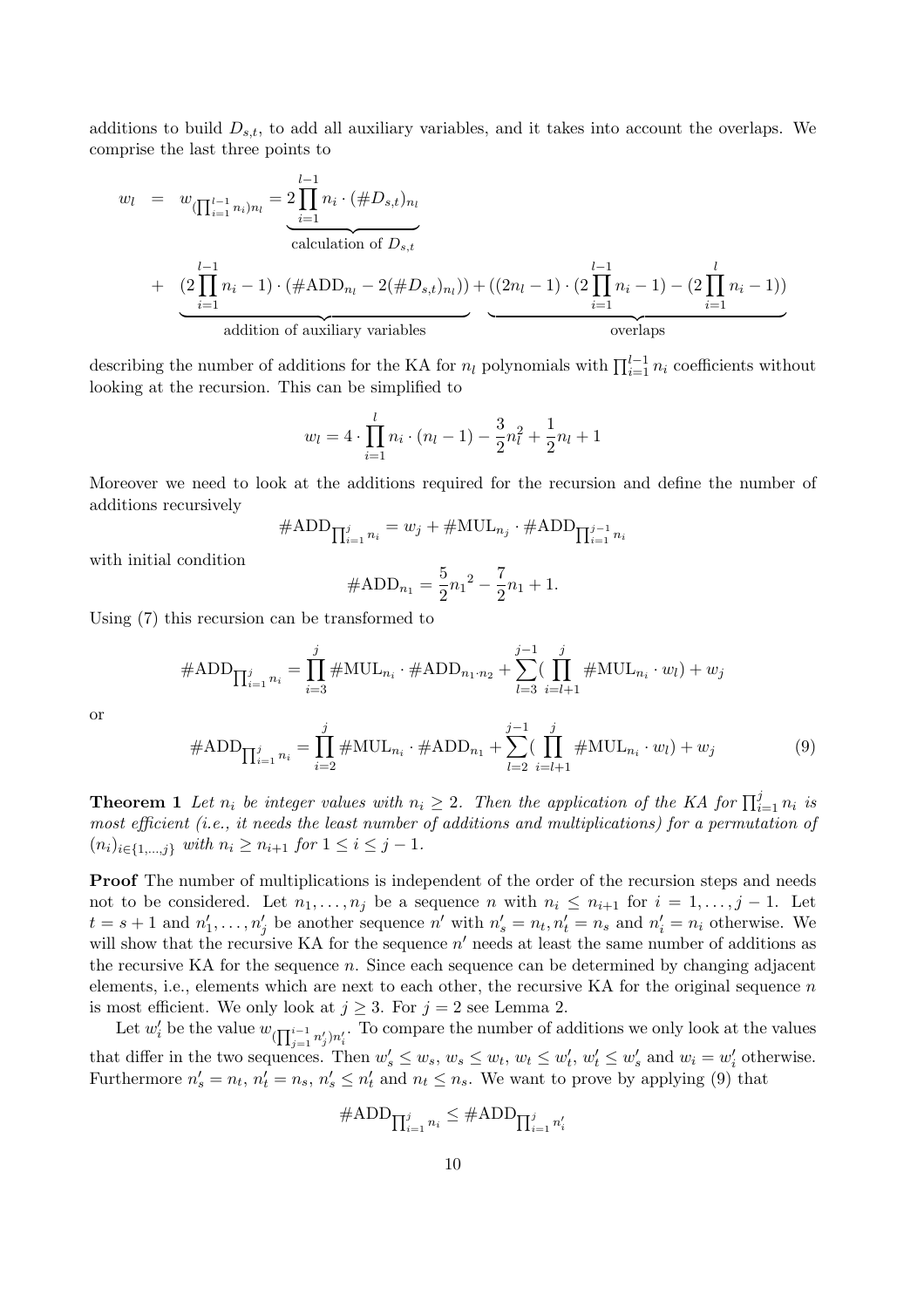additions to build $D_{s,t}$, to add all auxiliary variables, and it takes into account the overlaps. We comprise the last three points to

$$
\begin{aligned}
w_l &= w_{(\prod_{i=1}^{l-1} n_i)n_l} = \underbrace{2\prod_{i=1}^{l-1} n_i \cdot (\#D_{s,t})_{n_l}}_{\text{calculation of } D_{s,t}} \\
&+ \underbrace{(2\prod_{i=1}^{l-1} n_i - 1) \cdot (\#\text{ADD}_{n_l} - 2(\#D_{s,t})_{n_l}))}_{\text{addition of auxiliary variables}} + \underbrace{((2n_l - 1) \cdot (2\prod_{i=1}^{l-1} n_i - 1) - (2\prod_{i=1}^{l} n_i - 1))}_{\text{overlaps}}
\end{aligned}
$$

describing the number of additions for the KA for $n_l$ polynomials with $\prod_{i=1}^{l-1} n_i$ coefficients without looking at the recursion. This can be simplified to

$$
w_l = 4 \cdot \prod_{i=1}^{l} n_i \cdot (n_l - 1) - \frac{3}{2}n_l^2 + \frac{1}{2}n_l + 1
$$

Moreover we need to look at the additions required for the recursion and define the number of additions recursively

$$
\#\text{ADD}_{\prod_{i=1}^{j} n_i} = w_j + \#\text{MUL}_{n_j} \cdot \#\text{ADD}_{\prod_{i=1}^{j-1} n_i}
$$

with initial condition

$$
\#\text{ADD}_{n_1} = \frac{5}{2}{n_1}^2 - \frac{7}{2}n_1 + 1.
$$

Using (7) this recursion can be transformed to

$$
\#\text{ADD}_{\prod_{i=1}^{j} n_i} = \prod_{i=3}^{j} \#\text{MUL}_{n_i} \cdot \#\text{ADD}_{n_1 \cdot n_2} + \sum_{l=3}^{j-1} (\prod_{i=l+1}^{j} \#\text{MUL}_{n_i} \cdot w_l) + w_j
$$

or

$$
\#\text{ADD}_{\prod_{i=1}^{j} n_i} = \prod_{i=2}^{j} \#\text{MUL}_{n_i} \cdot \#\text{ADD}_{n_1} + \sum_{l=2}^{j-1} (\prod_{i=l+1}^{j} \#\text{MUL}_{n_i} \cdot w_l) + w_j \tag{9}
$$

**Theorem 1** *Let $n_i$ be integer values with $n_i \geq 2$. Then the application of the KA for $\prod_{i=1}^{j} n_i$ is most efficient (i.e., it needs the least number of additions and multiplications) for a permutation of $(n_i)_{i \in \{1,\ldots,j\}}$ with $n_i \geq n_{i+1}$ for $1 \leq i \leq j-1$.*

**Proof** The number of multiplications is independent of the order of the recursion steps and needs not to be considered. Let $n_1, \ldots, n_j$ be a sequence $n$ with $n_i \leq n_{i+1}$ for $i = 1, \ldots, j-1$. Let $t = s+1$ and $n'_1, \ldots, n'_j$ be another sequence $n'$ with $n'_s = n_t, n'_t = n_s$ and $n'_i = n_i$ otherwise. We will show that the recursive KA for the sequence $n'$ needs at least the same number of additions as the recursive KA for the sequence $n$. Since each sequence can be determined by changing adjacent elements, i.e., elements which are next to each other, the recursive KA for the original sequence $n$ is most efficient. We only look at $j \geq 3$. For $j = 2$ see Lemma 2.

Let $w'_i$ be the value $w_{(\prod_{j=1}^{i-1} n'_j)n'_i}$. To compare the number of additions we only look at the values that differ in the two sequences. Then $w'_s \leq w_s$, $w_s \leq w_t$, $w_t \leq w'_t$, $w'_t \leq w'_s$ and $w_i = w'_i$ otherwise. Furthermore $n'_s = n_t$, $n'_t = n_s$, $n'_s \leq n'_t$ and $n_t \leq n_s$. We want to prove by applying (9) that

$$
\#\text{ADD}_{\prod_{i=1}^{j} n_i} \leq \#\text{ADD}_{\prod_{i=1}^{j} n'_i}
$$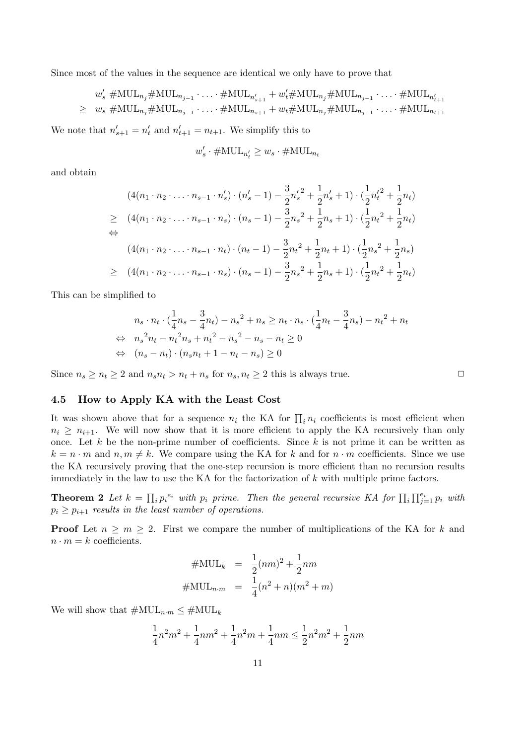Since most of the values in the sequence are identical we only have to prove that

$$
\begin{aligned}
& w'_s \ \#\mathrm{MUL}_{n_j} \#\mathrm{MUL}_{n_{j-1}} \cdot \ldots \cdot \#\mathrm{MUL}_{n'_{s+1}} + w'_t \#\mathrm{MUL}_{n_j} \#\mathrm{MUL}_{n_{j-1}} \cdot \ldots \cdot \#\mathrm{MUL}_{n'_{t+1}} \\
\geq \ & w_s \ \#\mathrm{MUL}_{n_j} \#\mathrm{MUL}_{n_{j-1}} \cdot \ldots \cdot \#\mathrm{MUL}_{n_{s+1}} + w_t \#\mathrm{MUL}_{n_j} \#\mathrm{MUL}_{n_{j-1}} \cdot \ldots \cdot \#\mathrm{MUL}_{n_{t+1}}
\end{aligned}
$$

We note that $n'_{s+1} = n'_t$ and $n'_{t+1} = n_{t+1}$. We simplify this to

$$
w'_s \cdot \#\mathrm{MUL}_{n'_t} \geq w_s \cdot \#\mathrm{MUL}_{n_t}
$$

and obtain

$$
\begin{aligned}
& (4(n_1 \cdot n_2 \cdot \ldots \cdot n_{s-1} \cdot n'_s) \cdot (n'_s - 1) - \frac{3}{2}{n'_s}^2 + \frac{1}{2}n'_s + 1) \cdot (\frac{1}{2}{n'_t}^2 + \frac{1}{2}n_t) \\
\geq \ & (4(n_1 \cdot n_2 \cdot \ldots \cdot n_{s-1} \cdot n_s) \cdot (n_s - 1) - \frac{3}{2}{n_s}^2 + \frac{1}{2}n_s + 1) \cdot (\frac{1}{2}{n_t}^2 + \frac{1}{2}n_t) \\
\Leftrightarrow \ & \\
& (4(n_1 \cdot n_2 \cdot \ldots \cdot n_{s-1} \cdot n_t) \cdot (n_t - 1) - \frac{3}{2}{n_t}^2 + \frac{1}{2}n_t + 1) \cdot (\frac{1}{2}{n_s}^2 + \frac{1}{2}n_s) \\
\geq \ & (4(n_1 \cdot n_2 \cdot \ldots \cdot n_{s-1} \cdot n_s) \cdot (n_s - 1) - \frac{3}{2}{n_s}^2 + \frac{1}{2}n_s + 1) \cdot (\frac{1}{2}{n_t}^2 + \frac{1}{2}n_t)
\end{aligned}
$$

This can be simplified to

$$
\begin{aligned}
& n_s \cdot n_t \cdot (\frac{1}{4}n_s - \frac{3}{4}n_t) - {n_s}^2 + n_s \geq n_t \cdot n_s \cdot (\frac{1}{4}n_t - \frac{3}{4}n_s) - {n_t}^2 + n_t \\
\Leftrightarrow \ & {n_s}^2 n_t - {n_t}^2 n_s + {n_t}^2 - {n_s}^2 - n_s - n_t \geq 0 \\
\Leftrightarrow \ & (n_s - n_t) \cdot (n_s n_t + 1 - n_t - n_s) \geq 0
\end{aligned}
$$

Since $n_s \geq n_t \geq 2$ and $n_s n_t > n_t + n_s$ for $n_s, n_t \geq 2$ this is always true. □

### 4.5 How to Apply KA with the Least Cost

It was shown above that for a sequence $n_i$ the KA for $\prod_i n_i$ coefficients is most efficient when $n_i \geq n_{i+1}$. We will now show that it is more efficient to apply the KA recursively than only once. Let $k$ be the non-prime number of coefficients. Since $k$ is not prime it can be written as $k = n \cdot m$ and $n, m \neq k$. We compare using the KA for $k$ and for $n \cdot m$ coefficients. Since we use the KA recursively proving that the one-step recursion is more efficient than no recursion results immediately in the law to use the KA for the factorization of $k$ with multiple prime factors.

**Theorem 2** *Let $k = \prod_i {p_i}^{e_i}$ with $p_i$ prime. Then the general recursive KA for $\prod_i \prod_{j=1}^{e_i} p_i$ with $p_i \geq p_{i+1}$ results in the least number of operations.*

**Proof** Let $n \geq m \geq 2$. First we compare the number of multiplications of the KA for $k$ and $n \cdot m = k$ coefficients.

$$
\begin{aligned}
\#\mathrm{MUL}_k &= \frac{1}{2}(nm)^2 + \frac{1}{2}nm \\
\#\mathrm{MUL}_{n \cdot m} &= \frac{1}{4}(n^2 + n)(m^2 + m)
\end{aligned}
$$

We will show that $\#\mathrm{MUL}_{n \cdot m} \leq \#\mathrm{MUL}_k$

$$
\frac{1}{4}n^2m^2 + \frac{1}{4}nm^2 + \frac{1}{4}n^2m + \frac{1}{4}nm \leq \frac{1}{2}n^2m^2 + \frac{1}{2}nm
$$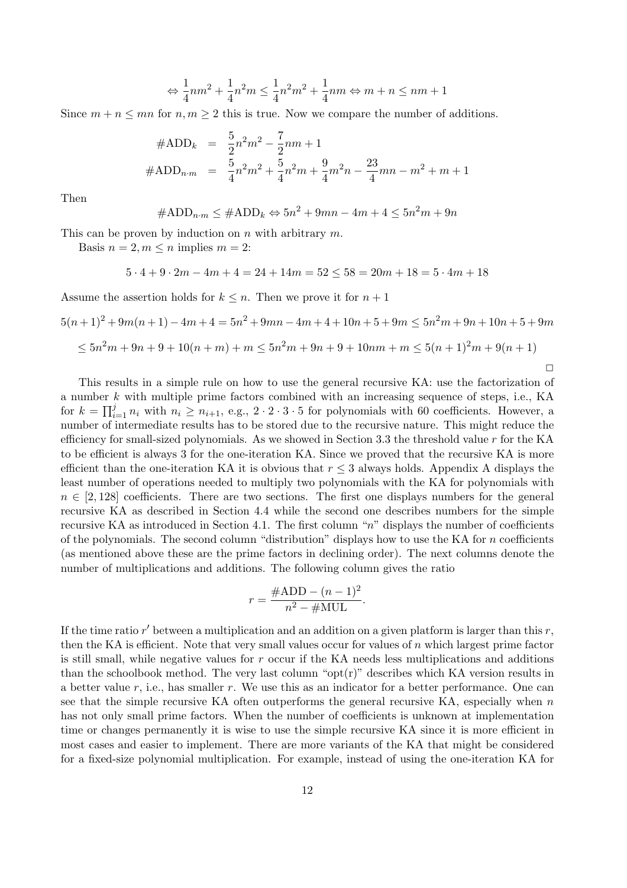$$\Leftrightarrow \frac{1}{4}nm^2 + \frac{1}{4}n^2m \leq \frac{1}{4}n^2m^2 + \frac{1}{4}nm \Leftrightarrow m + n \leq nm + 1$$

Since $m + n \leq mn$ for $n, m \geq 2$ this is true. Now we compare the number of additions.

$$\begin{aligned}
\#\text{ADD}_k &= \frac{5}{2}n^2m^2 - \frac{7}{2}nm + 1 \\
\#\text{ADD}_{n \cdot m} &= \frac{5}{4}n^2m^2 + \frac{5}{4}n^2m + \frac{9}{4}m^2n - \frac{23}{4}mn - m^2 + m + 1
\end{aligned}$$

Then

$$\#\text{ADD}_{n \cdot m} \leq \#\text{ADD}_k \Leftrightarrow 5n^2 + 9mn - 4m + 4 \leq 5n^2m + 9n$$

This can be proven by induction on $n$ with arbitrary $m$.

Basis $n = 2, m \leq n$ implies $m = 2$:

$$5 \cdot 4 + 9 \cdot 2m - 4m + 4 = 24 + 14m = 52 \leq 58 = 20m + 18 = 5 \cdot 4m + 18$$

Assume the assertion holds for $k \leq n$. Then we prove it for $n + 1$

$$5(n+1)^2 + 9m(n+1) - 4m + 4 = 5n^2 + 9mn - 4m + 4 + 10n + 5 + 9m \leq 5n^2m + 9n + 10n + 5 + 9m$$

$$\leq 5n^2m + 9n + 9 + 10(n + m) + m \leq 5n^2m + 9n + 9 + 10nm + m \leq 5(n+1)^2m + 9(n+1)$$

□

This results in a simple rule on how to use the general recursive KA: use the factorization of a number $k$ with multiple prime factors combined with an increasing sequence of steps, i.e., KA for $k = \prod_{i=1}^{j} n_i$ with $n_i \geq n_{i+1}$, e.g., $2 \cdot 2 \cdot 3 \cdot 5$ for polynomials with 60 coefficients. However, a number of intermediate results has to be stored due to the recursive nature. This might reduce the efficiency for small-sized polynomials. As we showed in Section 3.3 the threshold value $r$ for the KA to be efficient is always 3 for the one-iteration KA. Since we proved that the recursive KA is more efficient than the one-iteration KA it is obvious that $r \leq 3$ always holds. Appendix A displays the least number of operations needed to multiply two polynomials with the KA for polynomials with $n \in [2, 128]$ coefficients. There are two sections. The first one displays numbers for the general recursive KA as described in Section 4.4 while the second one describes numbers for the simple recursive KA as introduced in Section 4.1. The first column "$n$" displays the number of coefficients of the polynomials. The second column "distribution" displays how to use the KA for $n$ coefficients (as mentioned above these are the prime factors in declining order). The next columns denote the number of multiplications and additions. The following column gives the ratio

$$r = \frac{\#\text{ADD} - (n-1)^2}{n^2 - \#\text{MUL}}.$$

If the time ratio $r'$ between a multiplication and an addition on a given platform is larger than this $r$, then the KA is efficient. Note that very small values occur for values of $n$ which largest prime factor is still small, while negative values for $r$ occur if the KA needs less multiplications and additions than the schoolbook method. The very last column "opt(r)" describes which KA version results in a better value $r$, i.e., has smaller $r$. We use this as an indicator for a better performance. One can see that the simple recursive KA often outperforms the general recursive KA, especially when $n$ has not only small prime factors. When the number of coefficients is unknown at implementation time or changes permanently it is wise to use the simple recursive KA since it is more efficient in most cases and easier to implement. There are more variants of the KA that might be considered for a fixed-size polynomial multiplication. For example, instead of using the one-iteration KA for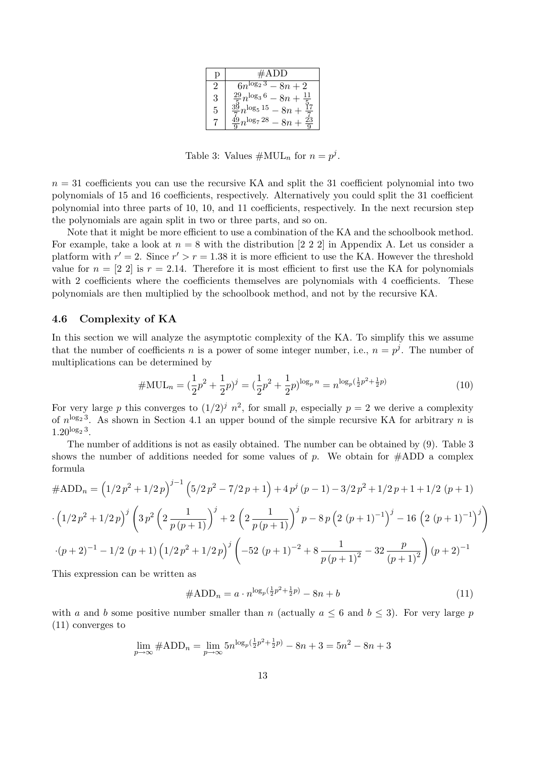| p | #ADD |
|---|---|
| 2 | $6n^{\log_2 3} - 8n + 2$ |
| 3 | $\frac{29}{5}n^{\log_3 6} - 8n + \frac{11}{5}$ |
| 5 | $\frac{39}{7}n^{\log_5 15} - 8n + \frac{17}{7}$ |
| 7 | $\frac{49}{9}n^{\log_7 28} - 8n + \frac{23}{9}$ |

Table 3: Values $\#\text{MUL}_n$ for $n = p^j$.

$n = 31$ coefficients you can use the recursive KA and split the 31 coefficient polynomial into two polynomials of 15 and 16 coefficients, respectively. Alternatively you could split the 31 coefficient polynomial into three parts of 10, 10, and 11 coefficients, respectively. In the next recursion step the polynomials are again split in two or three parts, and so on.

Note that it might be more efficient to use a combination of the KA and the schoolbook method. For example, take a look at $n = 8$ with the distribution [2 2 2] in Appendix A. Let us consider a platform with $r' = 2$. Since $r' > r = 1.38$ it is more efficient to use the KA. However the threshold value for $n =$ [2 2] is $r = 2.14$. Therefore it is most efficient to first use the KA for polynomials with 2 coefficients where the coefficients themselves are polynomials with 4 coefficients. These polynomials are then multiplied by the schoolbook method, and not by the recursive KA.

### 4.6 Complexity of KA

In this section we will analyze the asymptotic complexity of the KA. To simplify this we assume that the number of coefficients $n$ is a power of some integer number, i.e., $n = p^j$. The number of multiplications can be determined by

$$\#\text{MUL}_n = (\frac{1}{2}p^2 + \frac{1}{2}p)^j = (\frac{1}{2}p^2 + \frac{1}{2}p)^{\log_p n} = n^{\log_p(\frac{1}{2}p^2 + \frac{1}{2}p)} \tag{10}$$

For very large $p$ this converges to $(1/2)^j\ n^2$, for small $p$, especially $p = 2$ we derive a complexity of $n^{\log_2 3}$. As shown in Section 4.1 an upper bound of the simple recursive KA for arbitrary $n$ is $1.20^{\log_2 3}$.

The number of additions is not as easily obtained. The number can be obtained by (9). Table 3 shows the number of additions needed for some values of $p$. We obtain for #ADD a complex formula

$$\begin{aligned}
\#\text{ADD}_n &= \left(1/2\,p^2 + 1/2\,p\right)^{j-1}\left(5/2\,p^2 - 7/2\,p + 1\right) + 4\,p^j\,(p-1) - 3/2\,p^2 + 1/2\,p + 1 + 1/2\ (p+1) \\
&\cdot \left(1/2\,p^2 + 1/2\,p\right)^j \left(3\,p^2\left(2\,\frac{1}{p\,(p+1)}\right)^j + 2\left(2\,\frac{1}{p\,(p+1)}\right)^j p - 8\,p\left(2\ (p+1)^{-1}\right)^j - 16\left(2\ (p+1)^{-1}\right)^j\right) \\
&\cdot (p+2)^{-1} - 1/2\ (p+1)\left(1/2\,p^2 + 1/2\,p\right)^j \left(-52\ (p+1)^{-2} + 8\,\frac{1}{p\,(p+1)^2} - 32\,\frac{p}{(p+1)^2}\right)(p+2)^{-1}
\end{aligned}$$

This expression can be written as

$$\#\text{ADD}_n = a \cdot n^{\log_p(\frac{1}{2}p^2 + \frac{1}{2}p)} - 8n + b \tag{11}$$

with $a$ and $b$ some positive number smaller than $n$ (actually $a \leq 6$ and $b \leq 3$). For very large $p$ (11) converges to

$$\lim_{p\to\infty} \#\text{ADD}_n = \lim_{p\to\infty} 5n^{\log_p(\frac{1}{2}p^2 + \frac{1}{2}p)} - 8n + 3 = 5n^2 - 8n + 3$$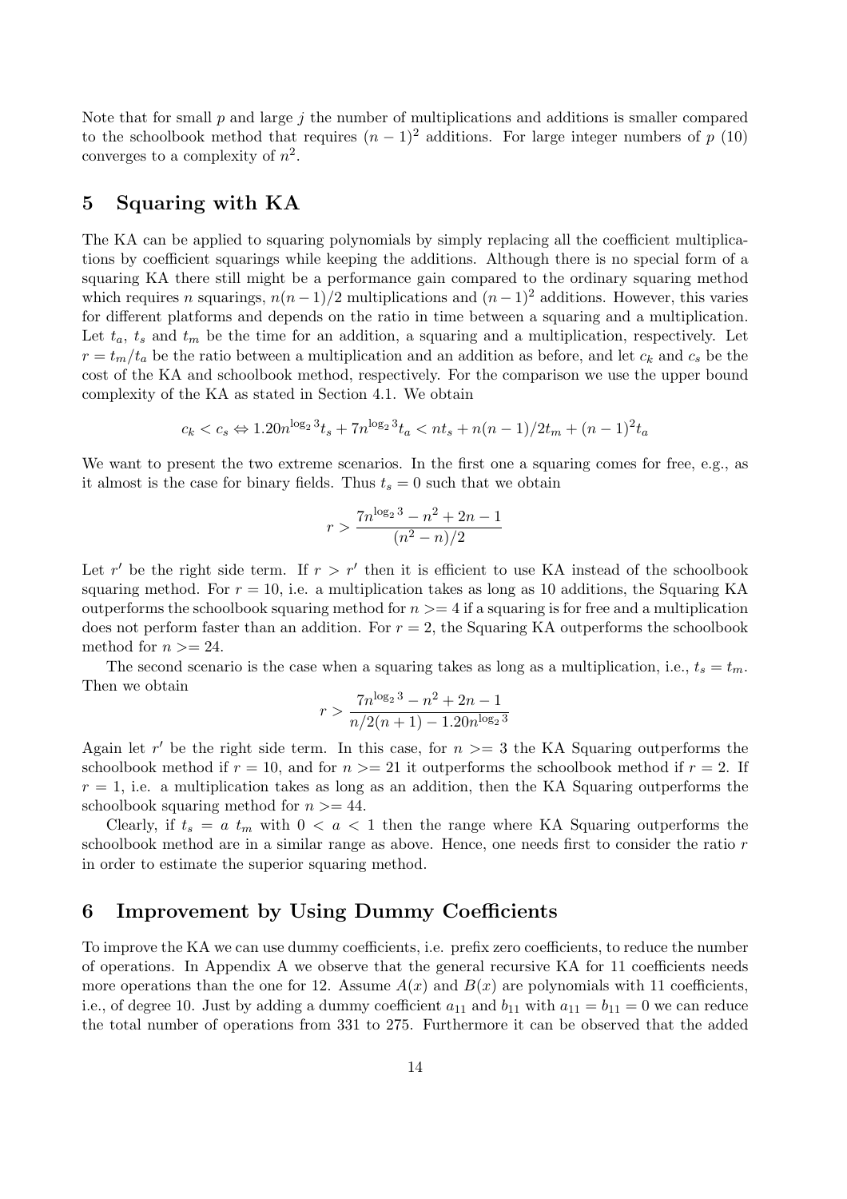Note that for small $p$ and large $j$ the number of multiplications and additions is smaller compared to the schoolbook method that requires $(n-1)^2$ additions. For large integer numbers of $p$ (10) converges to a complexity of $n^2$.

## 5 Squaring with KA

The KA can be applied to squaring polynomials by simply replacing all the coefficient multiplications by coefficient squarings while keeping the additions. Although there is no special form of a squaring KA there still might be a performance gain compared to the ordinary squaring method which requires $n$ squarings, $n(n-1)/2$ multiplications and $(n-1)^2$ additions. However, this varies for different platforms and depends on the ratio in time between a squaring and a multiplication. Let $t_a$, $t_s$ and $t_m$ be the time for an addition, a squaring and a multiplication, respectively. Let $r = t_m/t_a$ be the ratio between a multiplication and an addition as before, and let $c_k$ and $c_s$ be the cost of the KA and schoolbook method, respectively. For the comparison we use the upper bound complexity of the KA as stated in Section 4.1. We obtain

$$c_k < c_s \Leftrightarrow 1.20n^{\log_2 3}t_s + 7n^{\log_2 3}t_a < nt_s + n(n-1)/2t_m + (n-1)^2 t_a$$

We want to present the two extreme scenarios. In the first one a squaring comes for free, e.g., as it almost is the case for binary fields. Thus $t_s = 0$ such that we obtain

$$r > \frac{7n^{\log_2 3} - n^2 + 2n - 1}{(n^2 - n)/2}$$

Let $r'$ be the right side term. If $r > r'$ then it is efficient to use KA instead of the schoolbook squaring method. For $r = 10$, i.e. a multiplication takes as long as 10 additions, the Squaring KA outperforms the schoolbook squaring method for $n >= 4$ if a squaring is for free and a multiplication does not perform faster than an addition. For $r = 2$, the Squaring KA outperforms the schoolbook method for $n >= 24$.

The second scenario is the case when a squaring takes as long as a multiplication, i.e., $t_s = t_m$. Then we obtain

$$r > \frac{7n^{\log_2 3} - n^2 + 2n - 1}{n/2(n+1) - 1.20n^{\log_2 3}}$$

Again let $r'$ be the right side term. In this case, for $n >= 3$ the KA Squaring outperforms the schoolbook method if $r = 10$, and for $n >= 21$ it outperforms the schoolbook method if $r = 2$. If $r = 1$, i.e. a multiplication takes as long as an addition, then the KA Squaring outperforms the schoolbook squaring method for $n >= 44$.

Clearly, if $t_s = a\ t_m$ with $0 < a < 1$ then the range where KA Squaring outperforms the schoolbook method are in a similar range as above. Hence, one needs first to consider the ratio $r$ in order to estimate the superior squaring method.

## 6 Improvement by Using Dummy Coefficients

To improve the KA we can use dummy coefficients, i.e. prefix zero coefficients, to reduce the number of operations. In Appendix A we observe that the general recursive KA for 11 coefficients needs more operations than the one for 12. Assume $A(x)$ and $B(x)$ are polynomials with 11 coefficients, i.e., of degree 10. Just by adding a dummy coefficient $a_{11}$ and $b_{11}$ with $a_{11} = b_{11} = 0$ we can reduce the total number of operations from 331 to 275. Furthermore it can be observed that the added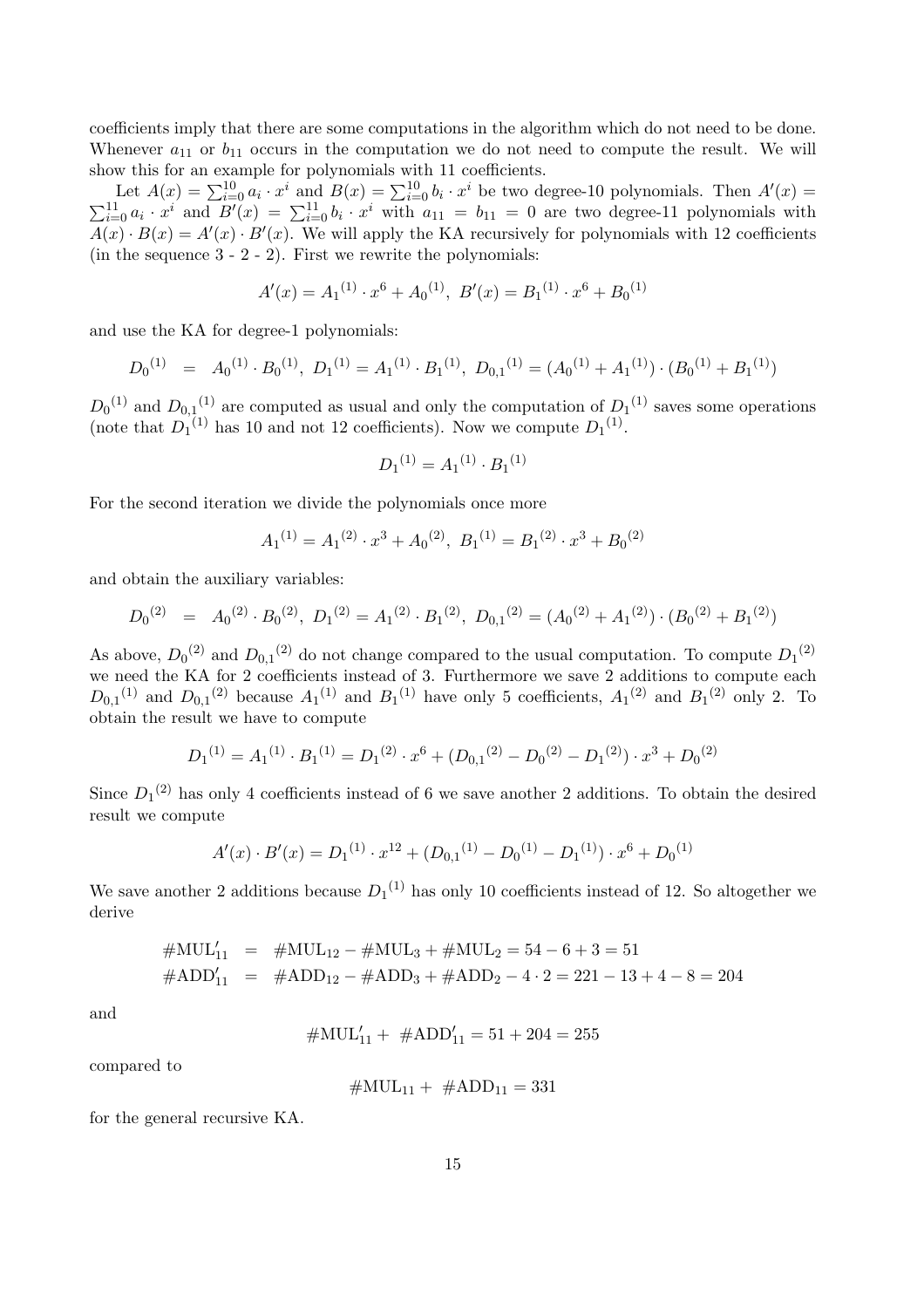coefficients imply that there are some computations in the algorithm which do not need to be done. Whenever $a_{11}$ or $b_{11}$ occurs in the computation we do not need to compute the result. We will show this for an example for polynomials with 11 coefficients.

Let $A(x) = \sum_{i=0}^{10} a_i \cdot x^i$ and $B(x) = \sum_{i=0}^{10} b_i \cdot x^i$ be two degree-10 polynomials. Then $A'(x) = \sum_{i=0}^{11} a_i \cdot x^i$ and $B'(x) = \sum_{i=0}^{11} b_i \cdot x^i$ with $a_{11} = b_{11} = 0$ are two degree-11 polynomials with $A(x) \cdot B(x) = A'(x) \cdot B'(x)$. We will apply the KA recursively for polynomials with 12 coefficients (in the sequence 3 - 2 - 2). First we rewrite the polynomials:

$$A'(x) = {A_1}^{(1)} \cdot x^6 + {A_0}^{(1)},\ B'(x) = {B_1}^{(1)} \cdot x^6 + {B_0}^{(1)}$$

and use the KA for degree-1 polynomials:

$${D_0}^{(1)} \ = \ {A_0}^{(1)} \cdot {B_0}^{(1)},\ {D_1}^{(1)} = {A_1}^{(1)} \cdot {B_1}^{(1)},\ {D_{0,1}}^{(1)} = ({A_0}^{(1)} + {A_1}^{(1)}) \cdot ({B_0}^{(1)} + {B_1}^{(1)})$$

${D_0}^{(1)}$ and ${D_{0,1}}^{(1)}$ are computed as usual and only the computation of ${D_1}^{(1)}$ saves some operations (note that ${D_1}^{(1)}$ has 10 and not 12 coefficients). Now we compute ${D_1}^{(1)}$.

$${D_1}^{(1)} = {A_1}^{(1)} \cdot {B_1}^{(1)}$$

For the second iteration we divide the polynomials once more

$${A_1}^{(1)} = {A_1}^{(2)} \cdot x^3 + {A_0}^{(2)},\ {B_1}^{(1)} = {B_1}^{(2)} \cdot x^3 + {B_0}^{(2)}$$

and obtain the auxiliary variables:

$${D_0}^{(2)} \ = \ {A_0}^{(2)} \cdot {B_0}^{(2)},\ {D_1}^{(2)} = {A_1}^{(2)} \cdot {B_1}^{(2)},\ {D_{0,1}}^{(2)} = ({A_0}^{(2)} + {A_1}^{(2)}) \cdot ({B_0}^{(2)} + {B_1}^{(2)})$$

As above, ${D_0}^{(2)}$ and ${D_{0,1}}^{(2)}$ do not change compared to the usual computation. To compute ${D_1}^{(2)}$ we need the KA for 2 coefficients instead of 3. Furthermore we save 2 additions to compute each ${D_{0,1}}^{(1)}$ and ${D_{0,1}}^{(2)}$ because ${A_1}^{(1)}$ and ${B_1}^{(1)}$ have only 5 coefficients, ${A_1}^{(2)}$ and ${B_1}^{(2)}$ only 2. To obtain the result we have to compute

$${D_1}^{(1)} = {A_1}^{(1)} \cdot {B_1}^{(1)} = {D_1}^{(2)} \cdot x^6 + ({D_{0,1}}^{(2)} - {D_0}^{(2)} - {D_1}^{(2)}) \cdot x^3 + {D_0}^{(2)}$$

Since ${D_1}^{(2)}$ has only 4 coefficients instead of 6 we save another 2 additions. To obtain the desired result we compute

$$A'(x) \cdot B'(x) = {D_1}^{(1)} \cdot x^{12} + ({D_{0,1}}^{(1)} - {D_0}^{(1)} - {D_1}^{(1)}) \cdot x^6 + {D_0}^{(1)}$$

We save another 2 additions because ${D_1}^{(1)}$ has only 10 coefficients instead of 12. So altogether we derive

$$\begin{aligned}
\#\text{MUL}'_{11} &= \#\text{MUL}_{12} - \#\text{MUL}_3 + \#\text{MUL}_2 = 54 - 6 + 3 = 51 \\
\#\text{ADD}'_{11} &= \#\text{ADD}_{12} - \#\text{ADD}_3 + \#\text{ADD}_2 - 4 \cdot 2 = 221 - 13 + 4 - 8 = 204
\end{aligned}$$

and

$$\#\text{MUL}'_{11} + \ \#\text{ADD}'_{11} = 51 + 204 = 255$$

compared to

$$\#\text{MUL}_{11} + \ \#\text{ADD}_{11} = 331$$

for the general recursive KA.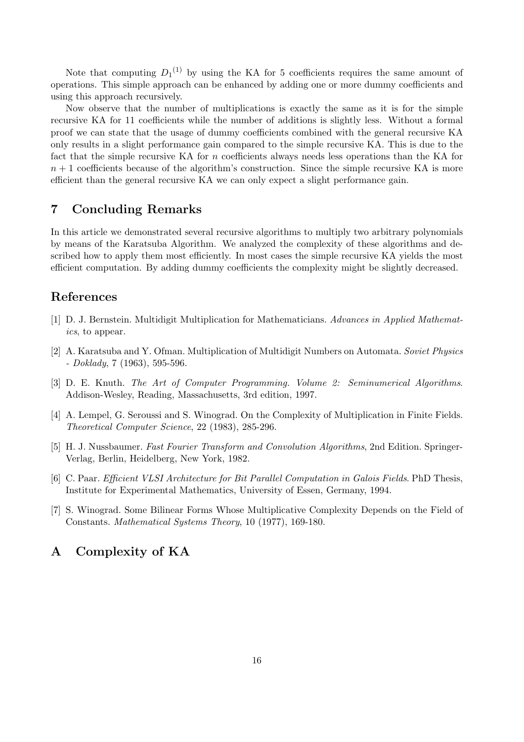Note that computing ${D_1}^{(1)}$ by using the KA for 5 coefficients requires the same amount of operations. This simple approach can be enhanced by adding one or more dummy coefficients and using this approach recursively.

Now observe that the number of multiplications is exactly the same as it is for the simple recursive KA for 11 coefficients while the number of additions is slightly less. Without a formal proof we can state that the usage of dummy coefficients combined with the general recursive KA only results in a slight performance gain compared to the simple recursive KA. This is due to the fact that the simple recursive KA for $n$ coefficients always needs less operations than the KA for $n+1$ coefficients because of the algorithm's construction. Since the simple recursive KA is more efficient than the general recursive KA we can only expect a slight performance gain.

## 7 Concluding Remarks

In this article we demonstrated several recursive algorithms to multiply two arbitrary polynomials by means of the Karatsuba Algorithm. We analyzed the complexity of these algorithms and described how to apply them most efficiently. In most cases the simple recursive KA yields the most efficient computation. By adding dummy coefficients the complexity might be slightly decreased.

## References

[1] D. J. Bernstein. Multidigit Multiplication for Mathematicians. *Advances in Applied Mathematics*, to appear.

[2] A. Karatsuba and Y. Ofman. Multiplication of Multidigit Numbers on Automata. *Soviet Physics - Doklady*, 7 (1963), 595-596.

[3] D. E. Knuth. *The Art of Computer Programming. Volume 2: Seminumerical Algorithms*. Addison-Wesley, Reading, Massachusetts, 3rd edition, 1997.

[4] A. Lempel, G. Seroussi and S. Winograd. On the Complexity of Multiplication in Finite Fields. *Theoretical Computer Science*, 22 (1983), 285-296.

[5] H. J. Nussbaumer. *Fast Fourier Transform and Convolution Algorithms*, 2nd Edition. Springer-Verlag, Berlin, Heidelberg, New York, 1982.

[6] C. Paar. *Efficient VLSI Architecture for Bit Parallel Computation in Galois Fields*. PhD Thesis, Institute for Experimental Mathematics, University of Essen, Germany, 1994.

[7] S. Winograd. Some Bilinear Forms Whose Multiplicative Complexity Depends on the Field of Constants. *Mathematical Systems Theory*, 10 (1977), 169-180.

## A Complexity of KA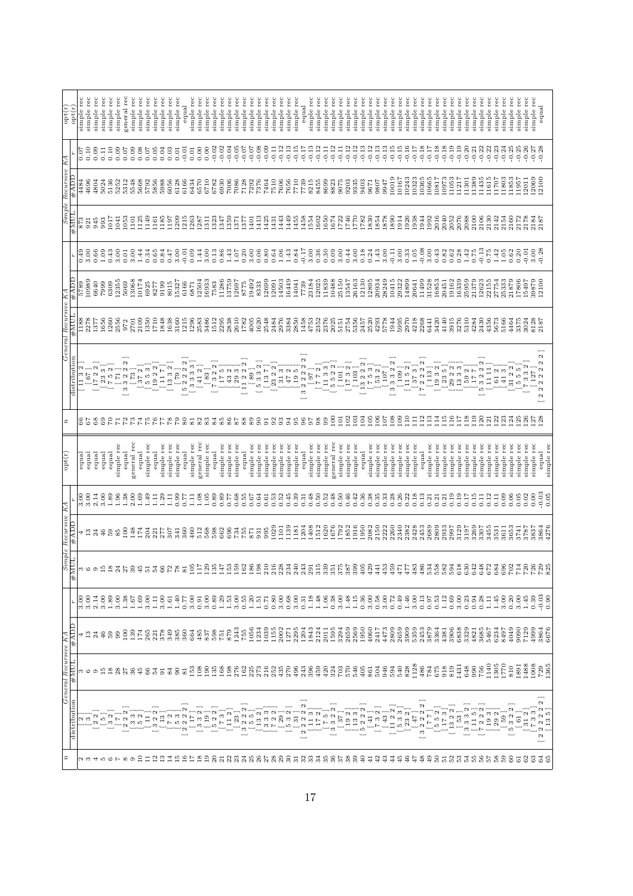| n | distribution | General Recursive KA | | | Simple Recursive KA | | | opt(r) |
|---|---|---|---|---|---|---|---|---|
| | | #MUL | #ADD | r | #MUL | #ADD | r | |
| 2 | [ 2 ] | 3 | 4 | 3.00 | 3 | 4 | 3.00 | equal |
| 3 | [ 3 ] | 6 | 13 | 3.00 | 6 | 13 | 3.00 | equal |
| 4 | [ 2 2 ] | 9 | 24 | 2.14 | 9 | 24 | 2.14 | equal |
| 5 | [ 5 ] | 15 | 46 | 3.00 | 15 | 46 | 3.00 | equal |
| 6 | [ 3 2 ] | 18 | 59 | 1.89 | 18 | 59 | 1.89 | equal |
| 7 | [ 7 ] | 28 | 99 | 3.00 | 24 | 85 | 1.96 | simple rec |
| 8 | [ 2 2 2 ] | 27 | 100 | 1.38 | 27 | 100 | 1.38 | equal |
| 9 | [ 3 3 ] | 36 | 139 | 1.67 | 39 | 148 | 2.00 | general rec |
| 10 | [ 5 2 ] | 45 | 174 | 1.69 | 45 | 174 | 1.69 | equal |
| 11 | [ 11 ] | 66 | 265 | 3.00 | 51 | 204 | 1.49 | simple rec |
| 12 | [ 3 2 2 ] | 54 | 221 | 1.11 | 54 | 221 | 1.11 | equal |
| 13 | [ 13 ] | 91 | 378 | 3.00 | 66 | 277 | 1.29 | simple rec |
| 14 | [ 7 2 ] | 84 | 349 | 1.61 | 72 | 307 | 1.11 | simple rec |
| 15 | [ 5 3 ] | 90 | 385 | 1.40 | 78 | 341 | 0.99 | simple rec |
| 16 | [ 2 2 2 2 ] | 81 | 360 | 0.77 | 81 | 360 | 0.77 | equal |
| 17 | [ 17 ] | 153 | 664 | 3.00 | 101 | 460 | 1.11 | simple rec |
| 18 | [ 3 3 2 ] | 108 | 485 | 0.91 | 117 | 512 | 1.08 | general rec |
| 19 | [ 19 ] | 190 | 837 | 3.00 | 129 | 568 | 1.05 | simple rec |
| 20 | [ 5 2 2 ] | 135 | 598 | 0.89 | 135 | 598 | 0.89 | equal |
| 21 | [ 7 3 ] | 168 | 751 | 1.29 | 147 | 662 | 0.89 | simple rec |
| 22 | [ 11 2 ] | 198 | 879 | 1.53 | 153 | 696 | 0.77 | simple rec |
| 23 | [ 23 ] | 276 | 1243 | 3.00 | 159 | 734 | 0.68 | simple rec |
| 24 | [ 3 2 2 2 ] | 162 | 755 | 0.55 | 162 | 755 | 0.55 | equal |
| 25 | [ 5 5 ] | 225 | 1056 | 1.20 | 186 | 871 | 0.67 | simple rec |
| 26 | [ 13 2 ] | 234 | 1234 | 1.51 | 198 | 931 | 0.64 | simple rec |
| 27 | [ 3 3 3 ] | 216 | 1039 | 0.71 | 210 | 995 | 0.61 | simple rec |
| 28 | [ 7 2 2 ] | 252 | 1155 | 0.80 | 216 | 1029 | 0.53 | simple rec |
| 29 | [ 29 ] | 435 | 2002 | 3.00 | 228 | 1101 | 0.52 | simple rec |
| 30 | [ 5 3 2 ] | 270 | 1271 | 0.68 | 234 | 1139 | 0.45 | simple rec |
| 31 | [ 31 ] | 496 | 2295 | 3.00 | 240 | 1181 | 0.39 | simple rec |
| 32 | [ 2 2 2 2 2 ] | 243 | 1204 | 0.31 | 243 | 1204 | 0.31 | equal |
| 33 | [ 11 3 ] | 396 | 1843 | 1.18 | 291 | 1408 | 0.48 | simple rec |
| 34 | [ 17 2 ] | 459 | 2124 | 1.48 | 315 | 1512 | 0.50 | simple rec |
| 35 | [ 7 5 ] | 420 | 2011 | 1.06 | 333 | 1600 | 0.52 | simple rec |
| 36 | [ 3 3 2 2 ] | 324 | 1595 | 0.38 | 351 | 1676 | 0.48 | general rec |
| 37 | [ 37 ] | 703 | 3294 | 3.00 | 375 | 1792 | 0.50 | simple rec |
| 38 | [ 19 2 ] | 570 | 2659 | 1.48 | 387 | 1852 | 0.46 | simple rec |
| 39 | [ 13 3 ] | 546 | 2569 | 1.15 | 399 | 1916 | 0.42 | simple rec |
| 40 | [ 5 2 2 2 ] | 405 | 1950 | 0.36 | 405 | 1950 | 0.36 | equal |
| 41 | [ 41 ] | 861 | 4060 | 3.00 | 429 | 2082 | 0.38 | simple rec |
| 42 | [ 7 3 2 ] | 504 | 2417 | 0.58 | 441 | 2150 | 0.35 | simple rec |
| 43 | [ 43 ] | 946 | 4473 | 3.00 | 453 | 2222 | 0.33 | simple rec |
| 44 | [ 11 2 2 ] | 594 | 2809 | 0.72 | 459 | 2260 | 0.28 | simple rec |
| 45 | [ 5 3 3 ] | 540 | 2659 | 0.49 | 471 | 2340 | 0.26 | simple rec |
| 46 | [ 23 2 ] | 828 | 3909 | 1.46 | 477 | 2382 | 0.22 | simple rec |
| 47 | [ 47 ] | 1128 | 5359 | 3.00 | 483 | 2428 | 0.18 | simple rec |
| 48 | [ 3 2 2 2 2 ] | 486 | 2453 | 0.13 | 486 | 2453 | 0.13 | equal |
| 49 | [ 7 7 ] | 784 | 3879 | 0.97 | 534 | 2689 | 0.21 | simple rec |
| 50 | [ 5 5 2 ] | 675 | 3364 | 0.53 | 558 | 2809 | 0.21 | simple rec |
| 51 | [ 17 3 ] | 918 | 4381 | 1.12 | 582 | 2933 | 0.21 | simple rec |
| 52 | [ 13 2 2 ] | 819 | 3906 | 0.69 | 594 | 2997 | 0.19 | simple rec |
| 53 | [ 53 ] | 1431 | 6838 | 3.00 | 618 | 3129 | 0.19 | simple rec |
| 54 | [ 3 3 3 2 ] | 648 | 3329 | 0.23 | 630 | 3197 | 0.17 | simple rec |
| 55 | [ 11 5 ] | 990 | 4821 | 0.94 | 642 | 3269 | 0.15 | simple rec |
| 56 | [ 7 2 2 2 ] | 756 | 3685 | 0.28 | 648 | 3307 | 0.11 | simple rec |
| 57 | [ 19 3 ] | 1140 | 5467 | 1.11 | 672 | 3455 | 0.12 | simple rec |
| 58 | [ 29 2 ] | 1305 | 6234 | 1.45 | 684 | 3531 | 0.11 | simple rec |
| 59 | [ 59 ] | 1770 | 8497 | 3.00 | 696 | 3611 | 0.09 | simple rec |
| 60 | [ 5 3 2 2 ] | 810 | 4049 | 0.20 | 702 | 3653 | 0.06 | simple rec |
| 61 | [ 61 ] | 1891 | 9000 | 3.00 | 714 | 3741 | 0.05 | simple rec |
| 62 | [ 31 2 ] | 1488 | 7129 | 1.45 | 720 | 3787 | 0.02 | simple rec |
| 63 | [ 7 3 3 ] | 1008 | 4999 | 0.39 | 726 | 3837 | 0.00 | simple rec |
| 64 | [ 2 2 2 2 2 2 ] | 729 | 3864 | -0.03 | 729 | 3864 | -0.03 | equal |
| 65 | [ 13 5 ] | 1365 | 6676 | 0.90 | 825 | 4276 | 0.05 | simple rec |

| n | distribution | General Recursive KA | | | Simple Recursive KA | | | opt(r) |
|---|---|---|---|---|---|---|---|---|
| | | #MUL | #ADD | r | #MUL | #ADD | r | |
| 66 | [ 11 3 2 ] | 1188 | 5789 | 0.49 | 873 | 4484 | 0.07 | simple rec |
| 67 | [ 67 ] | 2278 | 10989 | 3.00 | 921 | 4696 | 0.10 | simple rec |
| 68 | [ 17 2 2 ] | 1377 | 6640 | 0.66 | 945 | 4804 | 0.09 | simple rec |
| 69 | [ 23 3 ] | 1656 | 7999 | 1.09 | 993 | 5024 | 0.11 | simple rec |
| 70 | [ 7 5 2 ] | 1260 | 6309 | 0.43 | 1017 | 5136 | 0.10 | simple rec |
| 71 | [ 71 ] | 2556 | 12355 | 3.00 | 1041 | 5252 | 0.09 | simple rec |
| 72 | [ 3 3 2 2 2 ] | 972 | 5069 | 0.01 | 1053 | 5312 | 0.07 | general rec |
| 73 | [ 73 ] | 2701 | 13068 | 3.00 | 1101 | 5548 | 0.09 | simple rec |
| 74 | [ 37 2 ] | 2109 | 10174 | 1.44 | 1125 | 5668 | 0.08 | simple rec |
| 75 | [ 5 5 3 ] | 1350 | 6925 | 0.34 | 1149 | 5792 | 0.07 | simple rec |
| 76 | [ 19 2 2 ] | 1710 | 8277 | 0.65 | 1161 | 5856 | 0.05 | simple rec |
| 77 | [ 11 7 ] | 1848 | 9199 | 0.84 | 1185 | 5988 | 0.04 | simple rec |
| 78 | [ 13 3 2 ] | 1638 | 8015 | 0.47 | 1197 | 6056 | 0.03 | simple rec |
| 79 | [ 79 ] | 3160 | 15327 | 3.00 | 1209 | 6128 | 0.01 | simple rec |
| 80 | [ 5 2 2 2 2 ] | 1215 | 6166 | -0.01 | 1215 | 6166 | -0.01 | equal |
| 81 | [ 3 3 3 3 ] | 1296 | 6834 | 0.08 | 1233 | 6434 | 0.01 | simple rec |
| 82 | [ 41 2 ] | 2583 | 12504 | 1.44 | 1287 | 6570 | 0.00 | simple rec |
| 83 | [ 83 ] | 3486 | 16933 | 3.00 | 1311 | 6710 | 0.00 | simple rec |
| 84 | [ 7 3 2 2 ] | 1512 | 7583 | 0.13 | 1323 | 6782 | -0.02 | simple rec |
| 85 | [ 17 5 ] | 2295 | 11286 | 0.86 | 1347 | 6930 | -0.02 | simple rec |
| 86 | [ 43 2 ] | 2838 | 13759 | 1.43 | 1359 | 7006 | -0.04 | simple rec |
| 87 | [ 29 3 ] | 2610 | 12697 | 1.07 | 1371 | 7086 | -0.05 | simple rec |
| 88 | [ 11 2 2 2 ] | 1782 | 8775 | 0.20 | 1377 | 7128 | -0.07 | simple rec |
| 89 | [ 89 ] | 4005 | 19492 | 3.00 | 1401 | 7292 | -0.07 | simple rec |
| 90 | [ 5 3 3 2 ] | 1620 | 8303 | 0.06 | 1413 | 7376 | -0.08 | simple rec |
| 91 | [ 13 7 ] | 2548 | 12699 | 0.80 | 1425 | 7464 | -0.09 | simple rec |
| 92 | [ 23 2 2 ] | 2484 | 12091 | 0.64 | 1431 | 7510 | -0.11 | simple rec |
| 93 | [ 31 3 ] | 2976 | 14503 | 1.06 | 1443 | 7606 | -0.12 | simple rec |
| 94 | [ 47 2 ] | 3384 | 16449 | 1.43 | 1449 | 7656 | -0.13 | simple rec |
| 95 | [ 19 5 ] | 2850 | 14041 | 0.84 | 1455 | 7710 | -0.15 | simple rec |
| 96 | [ 3 2 2 2 2 2 ] | 1458 | 7739 | -0.17 | 1458 | 7739 | -0.17 | equal |
| 97 | [ 97 ] | 4753 | 23184 | 3.00 | 1554 | 8215 | -0.13 | simple rec |
| 98 | [ 7 7 2 ] | 2352 | 12025 | 0.36 | 1602 | 8455 | -0.12 | simple rec |
| 99 | [ 11 3 3 ] | 2376 | 11959 | 0.32 | 1650 | 8699 | -0.12 | simple rec |
| 100 | [ 5 5 2 2 ] | 2025 | 10488 | 0.09 | 1674 | 8823 | -0.12 | simple rec |
| 101 | [ 101 ] | 5151 | 25150 | 3.00 | 1722 | 9075 | -0.11 | simple rec |
| 102 | [ 17 3 2 ] | 2754 | 13547 | 0.44 | 1746 | 9203 | -0.12 | simple rec |
| 103 | [ 103 ] | 5356 | 26163 | 3.00 | 1770 | 9335 | -0.12 | simple rec |
| 104 | [ 13 2 2 2 ] | 2457 | 12130 | 0.18 | 1782 | 9403 | -0.13 | simple rec |
| 105 | [ 7 5 3 ] | 2520 | 12895 | 0.24 | 1830 | 9671 | -0.12 | simple rec |
| 106 | [ 53 2 ] | 4293 | 20934 | 1.43 | 1854 | 9807 | -0.13 | simple rec |
| 107 | [ 107 ] | 5778 | 28249 | 3.00 | 1878 | 9947 | -0.13 | simple rec |
| 108 | [ 3 3 3 2 2 ] | 1944 | 10015 | -0.15 | 1890 | 10019 | -0.15 | simple rec |
| 109 | [ 109 ] | 5995 | 29322 | 3.00 | 1914 | 10167 | -0.15 | simple rec |
| 110 | [ 11 5 2 ] | 2970 | 14899 | 0.33 | 1926 | 10243 | -0.16 | simple rec |
| 111 | [ 37 3 ] | 4218 | 20641 | 1.05 | 1938 | 10323 | -0.17 | simple rec |
| 112 | [ 7 2 2 2 2 ] | 2268 | 11499 | -0.08 | 1944 | 10365 | -0.18 | simple rec |
| 113 | [ 113 ] | 6441 | 31528 | 3.00 | 1992 | 10665 | -0.17 | simple rec |
| 114 | [ 19 3 2 ] | 3420 | 16853 | 0.43 | 2016 | 10817 | -0.18 | simple rec |
| 115 | [ 23 5 ] | 4140 | 20451 | 0.82 | 2040 | 10973 | -0.18 | simple rec |
| 116 | [ 29 2 2 ] | 3915 | 19162 | 0.62 | 2052 | 11053 | -0.19 | simple rec |
| 117 | [ 13 3 3 ] | 3276 | 16339 | 0.28 | 2076 | 11217 | -0.19 | simple rec |
| 118 | [ 59 2 ] | 5310 | 25959 | 1.42 | 2088 | 11301 | -0.20 | simple rec |
| 119 | [ 17 7 ] | 4284 | 21379 | 0.75 | 2100 | 11389 | -0.21 | simple rec |
| 120 | [ 5 3 2 2 2 ] | 2430 | 12623 | -0.13 | 2106 | 11435 | -0.22 | simple rec |
| 121 | [ 11 11 ] | 4356 | 22155 | 0.75 | 2130 | 11615 | -0.22 | simple rec |
| 122 | [ 61 2 ] | 5673 | 27754 | 1.42 | 2142 | 11707 | -0.23 | simple rec |
| 123 | [ 41 3 ] | 5166 | 25333 | 1.05 | 2154 | 11803 | -0.24 | simple rec |
| 124 | [ 31 2 2 ] | 4464 | 21879 | 0.62 | 2160 | 11853 | -0.25 | simple rec |
| 125 | [ 5 5 5 ] | 3375 | 17855 | 0.20 | 2172 | 11957 | -0.25 | simple rec |
| 126 | [ 7 3 3 2 ] | 3024 | 15497 | -0.01 | 2178 | 12011 | -0.26 | simple rec |
| 127 | [ 127 ] | 8128 | 39879 | 3.00 | 2184 | 12069 | -0.27 | simple rec |
| 128 | [ 2 2 2 2 2 2 2 ] | 2187 | 12100 | -0.28 | 2187 | 12100 | -0.28 | equal |